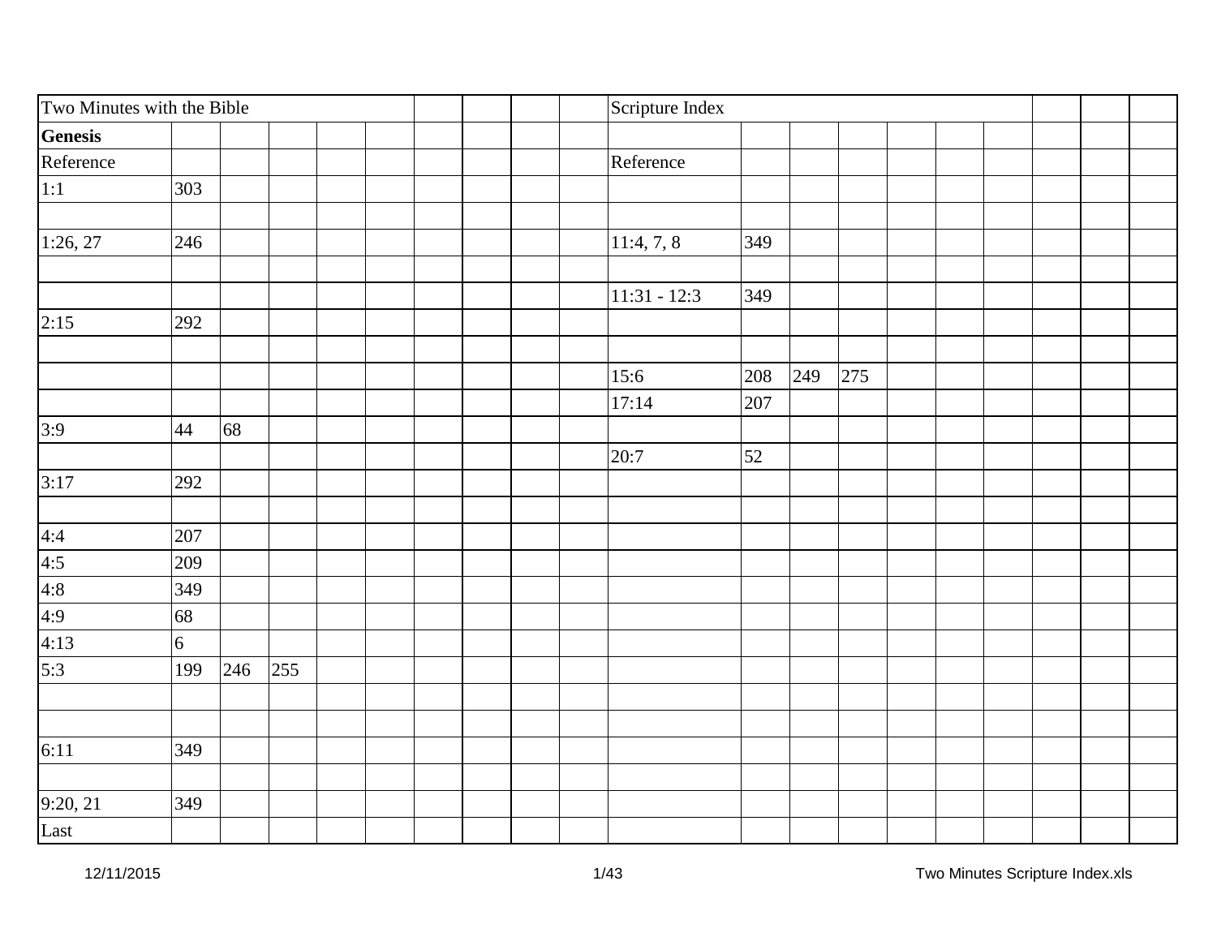| Two Minutes with the Bible | | | | | | | | | | Scripture Index | | | | | | | | | |
|---|---|---|---|---|---|---|---|---|---|---|---|---|---|---|---|---|---|---|---|
| **Genesis** | | | | | | | | | | | | | | | | | | | |
| Reference | | | | | | | | | | Reference | | | | | | | | | |
| 1:1 | 303 | | | | | | | | | | | | | | | | | | |
| | | | | | | | | | | | | | | | | | | | |
| 1:26, 27 | 246 | | | | | | | | | 11:4, 7, 8 | 349 | | | | | | | | |
| | | | | | | | | | | | | | | | | | | | |
| | | | | | | | | | | 11:31 - 12:3 | 349 | | | | | | | | |
| 2:15 | 292 | | | | | | | | | | | | | | | | | | |
| | | | | | | | | | | | | | | | | | | | |
| | | | | | | | | | | 15:6 | 208 | 249 | 275 | | | | | | |
| | | | | | | | | | | 17:14 | 207 | | | | | | | | |
| 3:9 | 44 | 68 | | | | | | | | | | | | | | | | | |
| | | | | | | | | | | 20:7 | 52 | | | | | | | | |
| 3:17 | 292 | | | | | | | | | | | | | | | | | | |
| | | | | | | | | | | | | | | | | | | | |
| 4:4 | 207 | | | | | | | | | | | | | | | | | | |
| 4:5 | 209 | | | | | | | | | | | | | | | | | | |
| 4:8 | 349 | | | | | | | | | | | | | | | | | | |
| 4:9 | 68 | | | | | | | | | | | | | | | | | | |
| 4:13 | 6 | | | | | | | | | | | | | | | | | | |
| 5:3 | 199 | 246 | 255 | | | | | | | | | | | | | | | | |
| | | | | | | | | | | | | | | | | | | | |
| | | | | | | | | | | | | | | | | | | | |
| 6:11 | 349 | | | | | | | | | | | | | | | | | | |
| | | | | | | | | | | | | | | | | | | | |
| 9:20, 21 | 349 | | | | | | | | | | | | | | | | | | |
| Last | | | | | | | | | | | | | | | | | | | |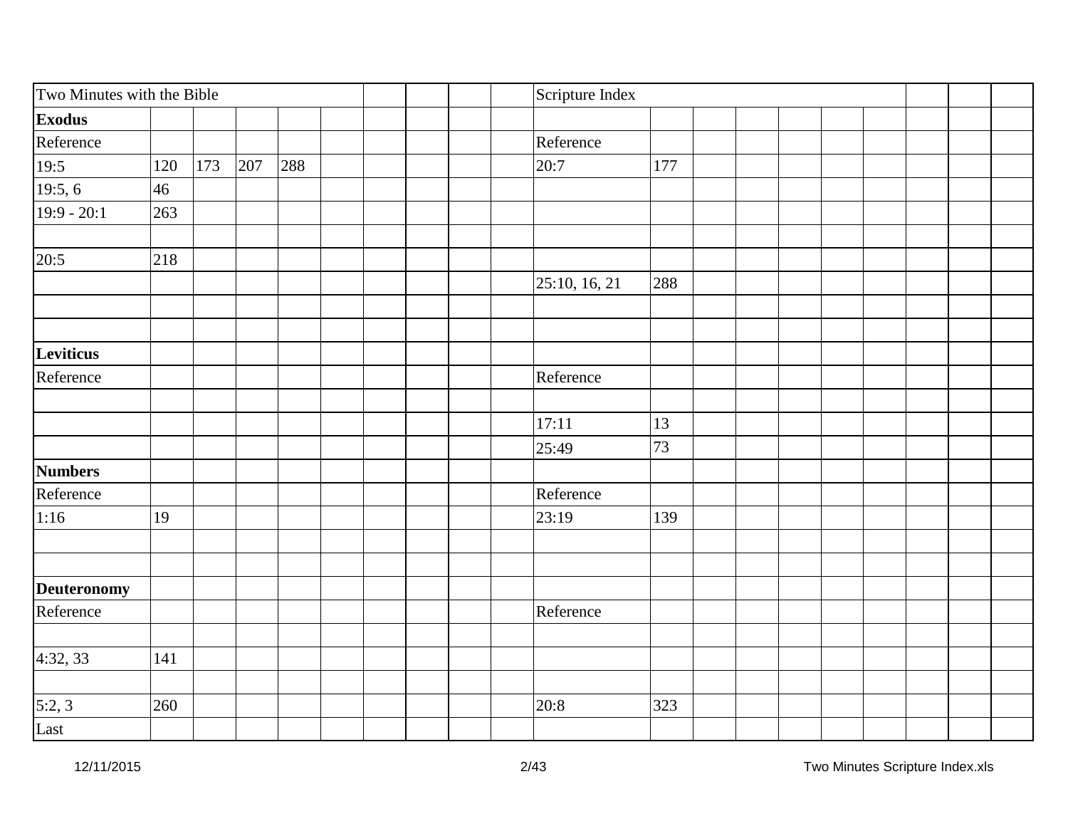| Two Minutes with the Bible | | | | | | | | | | Scripture Index | | | | | | | | | |
|---|---|---|---|---|---|---|---|---|---|---|---|---|---|---|---|---|---|---|---|
| **Exodus** | | | | | | | | | | | | | | | | | | | |
| Reference | | | | | | | | | | Reference | | | | | | | | | |
| 19:5 | 120 | 173 | 207 | 288 | | | | | | 20:7 | 177 | | | | | | | | |
| 19:5, 6 | 46 | | | | | | | | | | | | | | | | | | |
| 19:9 - 20:1 | 263 | | | | | | | | | | | | | | | | | | |
| | | | | | | | | | | | | | | | | | | | |
| 20:5 | 218 | | | | | | | | | | | | | | | | | | |
| | | | | | | | | | | 25:10, 16, 21 | 288 | | | | | | | | |
| | | | | | | | | | | | | | | | | | | | |
| | | | | | | | | | | | | | | | | | | | |
| **Leviticus** | | | | | | | | | | | | | | | | | | | |
| Reference | | | | | | | | | | Reference | | | | | | | | | |
| | | | | | | | | | | | | | | | | | | | |
| | | | | | | | | | | 17:11 | 13 | | | | | | | | |
| | | | | | | | | | | 25:49 | 73 | | | | | | | | |
| **Numbers** | | | | | | | | | | | | | | | | | | | |
| Reference | | | | | | | | | | Reference | | | | | | | | | |
| 1:16 | 19 | | | | | | | | | 23:19 | 139 | | | | | | | | |
| | | | | | | | | | | | | | | | | | | | |
| | | | | | | | | | | | | | | | | | | | |
| **Deuteronomy** | | | | | | | | | | | | | | | | | | | |
| Reference | | | | | | | | | | Reference | | | | | | | | | |
| | | | | | | | | | | | | | | | | | | | |
| 4:32, 33 | 141 | | | | | | | | | | | | | | | | | | |
| | | | | | | | | | | | | | | | | | | | |
| 5:2, 3 | 260 | | | | | | | | | 20:8 | 323 | | | | | | | | |
| Last | | | | | | | | | | | | | | | | | | | |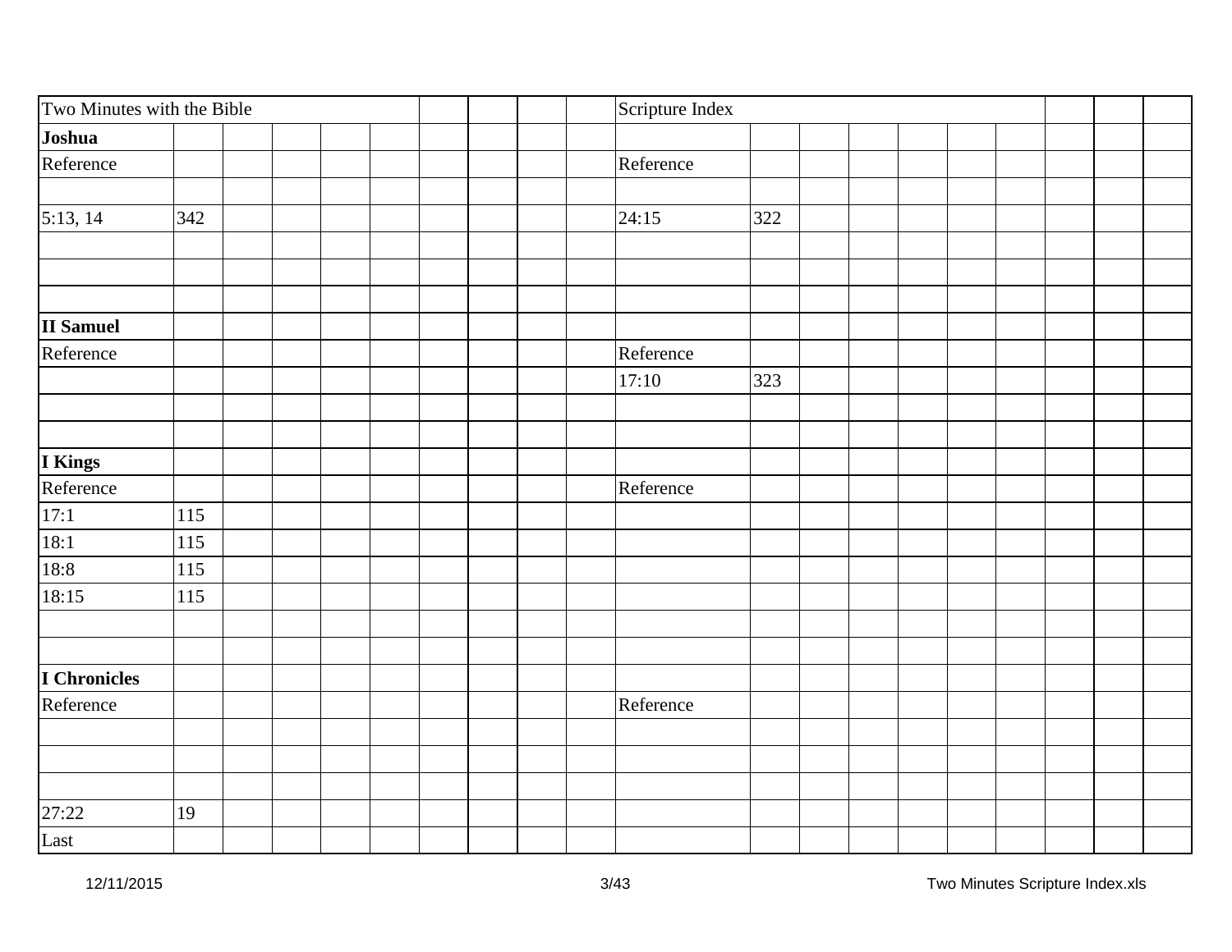| Two Minutes with the Bible | | | | | | | | | | Scripture Index | | | | | | | | | |
|---|---|---|---|---|---|---|---|---|---|---|---|---|---|---|---|---|---|---|---|
| **Joshua** | | | | | | | | | | | | | | | | | | | |
| Reference | | | | | | | | | | Reference | | | | | | | | | |
| | | | | | | | | | | | | | | | | | | | |
| 5:13, 14 | 342 | | | | | | | | | 24:15 | 322 | | | | | | | | |
| | | | | | | | | | | | | | | | | | | | |
| | | | | | | | | | | | | | | | | | | | |
| | | | | | | | | | | | | | | | | | | | |
| **II Samuel** | | | | | | | | | | | | | | | | | | | |
| Reference | | | | | | | | | | Reference | | | | | | | | | |
| | | | | | | | | | | 17:10 | 323 | | | | | | | | |
| | | | | | | | | | | | | | | | | | | | |
| | | | | | | | | | | | | | | | | | | | |
| **I Kings** | | | | | | | | | | | | | | | | | | | |
| Reference | | | | | | | | | | Reference | | | | | | | | | |
| 17:1 | 115 | | | | | | | | | | | | | | | | | | |
| 18:1 | 115 | | | | | | | | | | | | | | | | | | |
| 18:8 | 115 | | | | | | | | | | | | | | | | | | |
| 18:15 | 115 | | | | | | | | | | | | | | | | | | |
| | | | | | | | | | | | | | | | | | | | |
| | | | | | | | | | | | | | | | | | | | |
| **I Chronicles** | | | | | | | | | | | | | | | | | | | |
| Reference | | | | | | | | | | Reference | | | | | | | | | |
| | | | | | | | | | | | | | | | | | | | |
| | | | | | | | | | | | | | | | | | | | |
| | | | | | | | | | | | | | | | | | | | |
| 27:22 | 19 | | | | | | | | | | | | | | | | | | |
| Last | | | | | | | | | | | | | | | | | | | |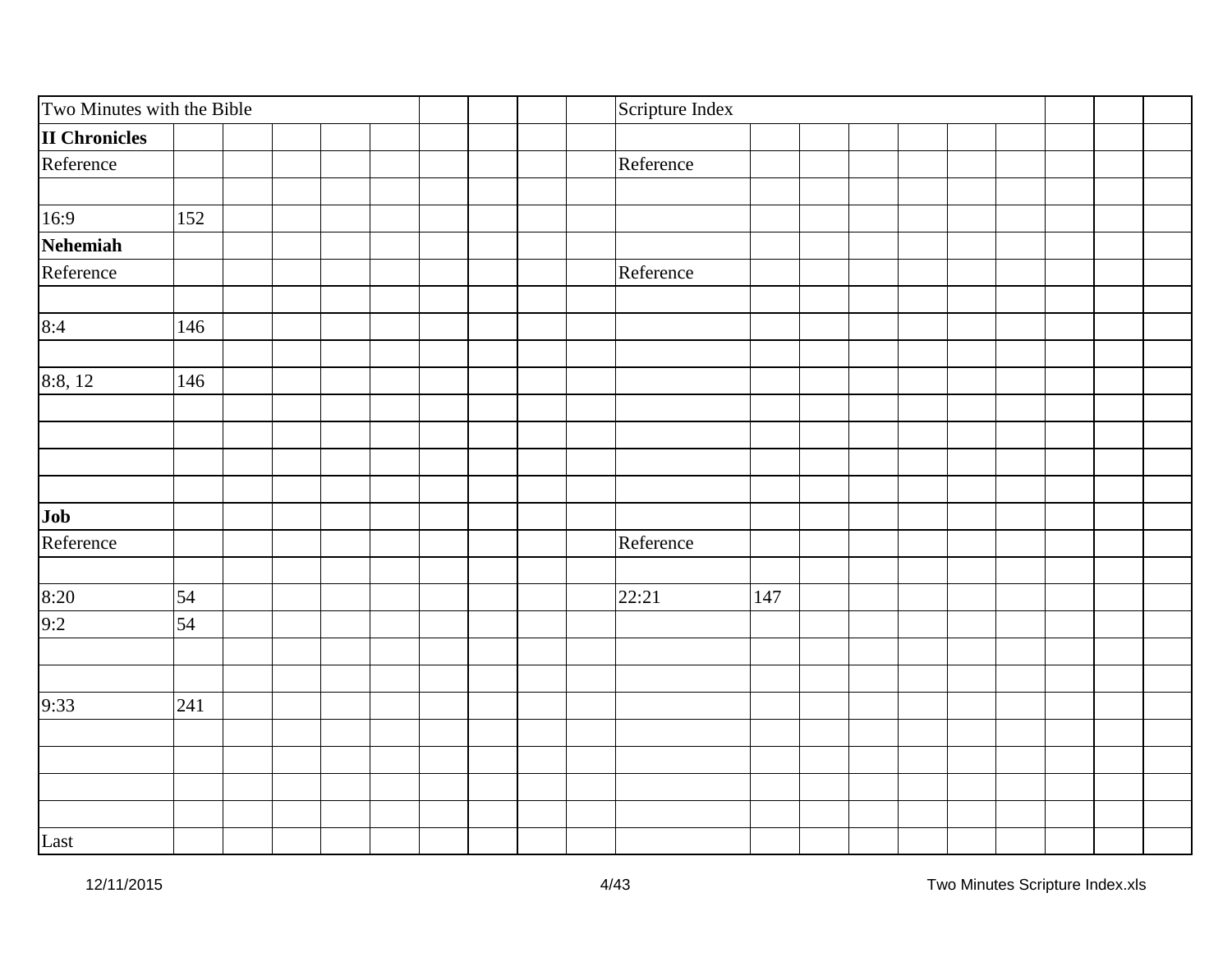| Two Minutes with the Bible | | | | | | | | | | Scripture Index | | | | | | | | | |
|---|---|---|---|---|---|---|---|---|---|---|---|---|---|---|---|---|---|---|---|
| **II Chronicles** | | | | | | | | | | | | | | | | | | | |
| Reference | | | | | | | | | | Reference | | | | | | | | | |
| | | | | | | | | | | | | | | | | | | | |
| 16:9 | 152 | | | | | | | | | | | | | | | | | | |
| **Nehemiah** | | | | | | | | | | | | | | | | | | | |
| Reference | | | | | | | | | | Reference | | | | | | | | | |
| | | | | | | | | | | | | | | | | | | | |
| 8:4 | 146 | | | | | | | | | | | | | | | | | | |
| | | | | | | | | | | | | | | | | | | | |
| 8:8, 12 | 146 | | | | | | | | | | | | | | | | | | |
| | | | | | | | | | | | | | | | | | | | |
| | | | | | | | | | | | | | | | | | | | |
| | | | | | | | | | | | | | | | | | | | |
| | | | | | | | | | | | | | | | | | | | |
| **Job** | | | | | | | | | | | | | | | | | | | |
| Reference | | | | | | | | | | Reference | | | | | | | | | |
| | | | | | | | | | | | | | | | | | | | |
| 8:20 | 54 | | | | | | | | | 22:21 | 147 | | | | | | | | |
| 9:2 | 54 | | | | | | | | | | | | | | | | | | |
| | | | | | | | | | | | | | | | | | | | |
| | | | | | | | | | | | | | | | | | | | |
| 9:33 | 241 | | | | | | | | | | | | | | | | | | |
| | | | | | | | | | | | | | | | | | | | |
| | | | | | | | | | | | | | | | | | | | |
| | | | | | | | | | | | | | | | | | | | |
| | | | | | | | | | | | | | | | | | | | |
| Last | | | | | | | | | | | | | | | | | | | |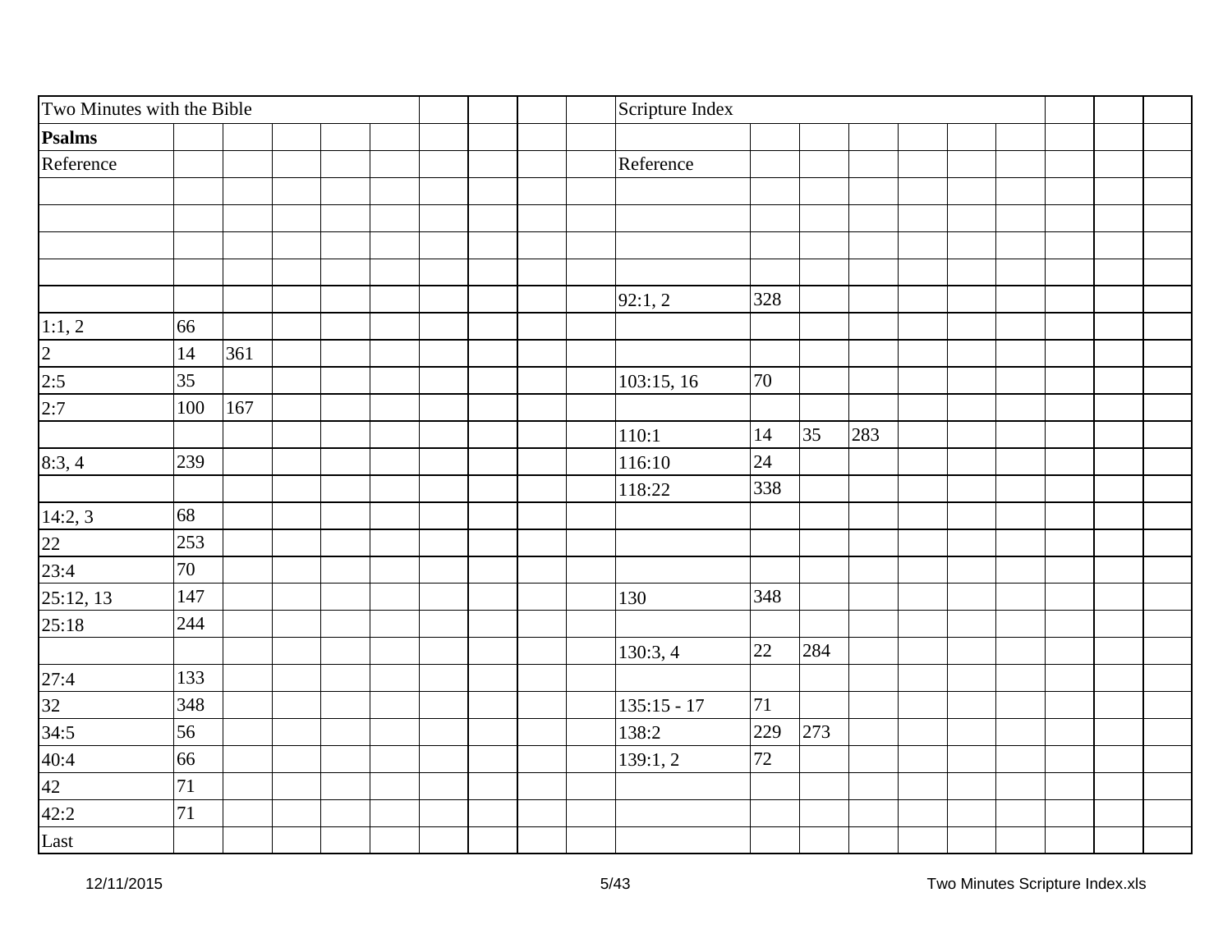| Two Minutes with the Bible | | | | | | | | | | Scripture Index | | | | | | | | | |
|---|---|---|---|---|---|---|---|---|---|---|---|---|---|---|---|---|---|---|---|
| **Psalms** | | | | | | | | | | | | | | | | | | | |
| Reference | | | | | | | | | | Reference | | | | | | | | | |
| | | | | | | | | | | | | | | | | | | | |
| | | | | | | | | | | | | | | | | | | | |
| | | | | | | | | | | | | | | | | | | | |
| | | | | | | | | | | | | | | | | | | | |
| | | | | | | | | | | 92:1, 2 | 328 | | | | | | | | |
| 1:1, 2 | 66 | | | | | | | | | | | | | | | | | | |
| 2 | 14 | 361 | | | | | | | | | | | | | | | | | |
| 2:5 | 35 | | | | | | | | | 103:15, 16 | 70 | | | | | | | | |
| 2:7 | 100 | 167 | | | | | | | | | | | | | | | | | |
| | | | | | | | | | | 110:1 | 14 | 35 | 283 | | | | | | |
| 8:3, 4 | 239 | | | | | | | | | 116:10 | 24 | | | | | | | | |
| | | | | | | | | | | 118:22 | 338 | | | | | | | | |
| 14:2, 3 | 68 | | | | | | | | | | | | | | | | | | |
| 22 | 253 | | | | | | | | | | | | | | | | | | |
| 23:4 | 70 | | | | | | | | | | | | | | | | | | |
| 25:12, 13 | 147 | | | | | | | | | 130 | 348 | | | | | | | | |
| 25:18 | 244 | | | | | | | | | | | | | | | | | | |
| | | | | | | | | | | 130:3, 4 | 22 | 284 | | | | | | | |
| 27:4 | 133 | | | | | | | | | | | | | | | | | | |
| 32 | 348 | | | | | | | | | 135:15 - 17 | 71 | | | | | | | | |
| 34:5 | 56 | | | | | | | | | 138:2 | 229 | 273 | | | | | | | |
| 40:4 | 66 | | | | | | | | | 139:1, 2 | 72 | | | | | | | | |
| 42 | 71 | | | | | | | | | | | | | | | | | | |
| 42:2 | 71 | | | | | | | | | | | | | | | | | | |
| Last | | | | | | | | | | | | | | | | | | | |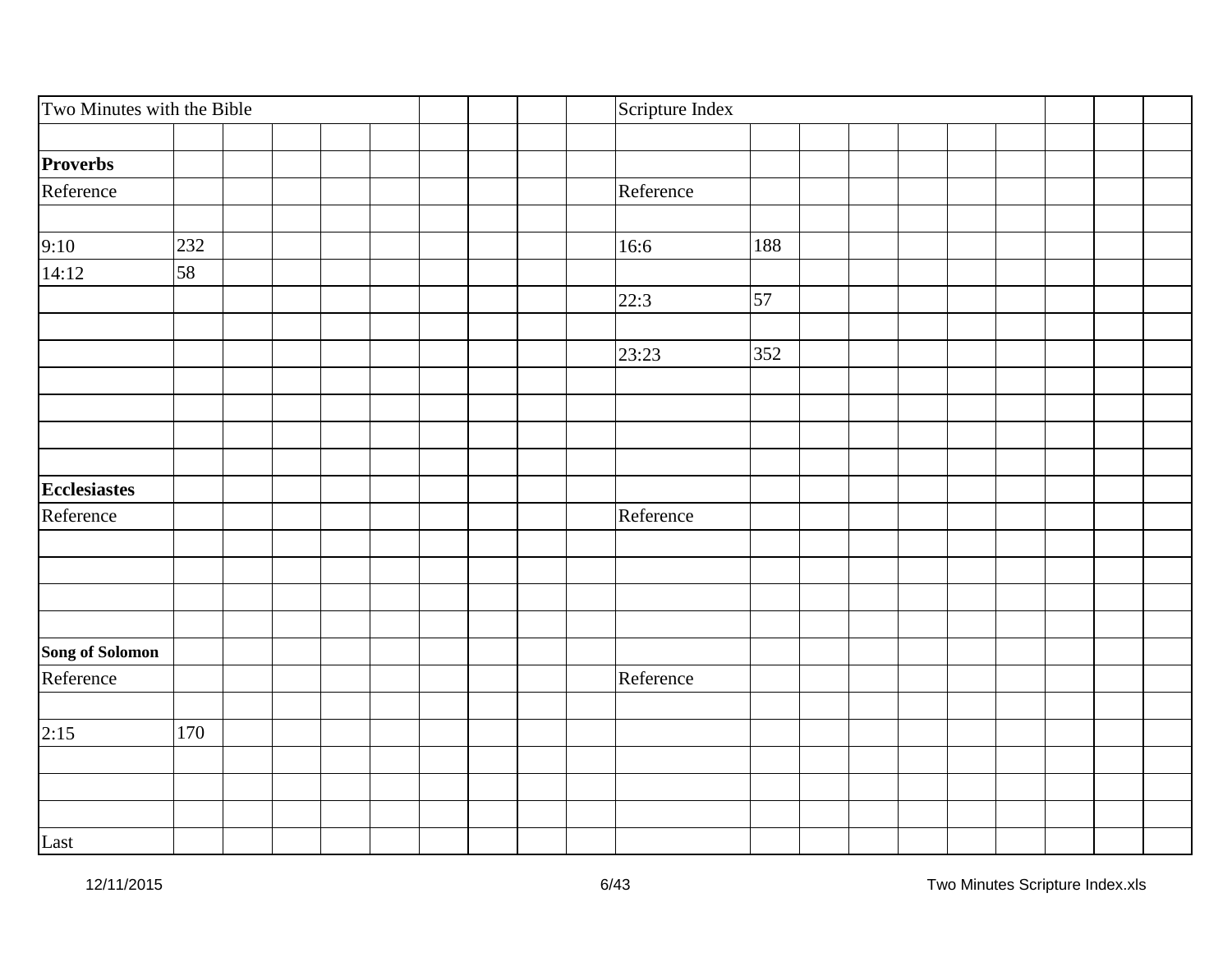| Two Minutes with the Bible | | | | Scripture Index | |
|---|---|---|---|---|---|
| | | | | | |
| **Proverbs** | | | | | |
| Reference | | | | Reference | |
| | | | | | |
| 9:10 | 232 | | | 16:6 | 188 |
| 14:12 | 58 | | | | |
| | | | | 22:3 | 57 |
| | | | | | |
| | | | | 23:23 | 352 |
| | | | | | |
| **Ecclesiastes** | | | | | |
| Reference | | | | Reference | |
| | | | | | |
| **Song of Solomon** | | | | | |
| Reference | | | | Reference | |
| | | | | | |
| 2:15 | 170 | | | | |
| | | | | | |
| Last | | | | | |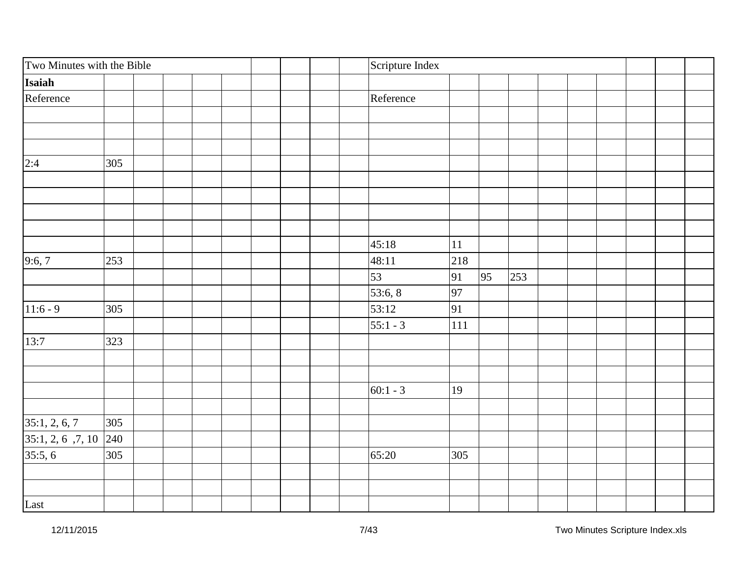| Two Minutes with the Bible | | | | | | | | | | Scripture Index | | | | | | | | | |
|---|---|---|---|---|---|---|---|---|---|---|---|---|---|---|---|---|---|---|---|
| **Isaiah** | | | | | | | | | | | | | | | | | | | |
| Reference | | | | | | | | | | Reference | | | | | | | | | |
| | | | | | | | | | | | | | | | | | | | |
| | | | | | | | | | | | | | | | | | | | |
| | | | | | | | | | | | | | | | | | | | |
| 2:4 | 305 | | | | | | | | | | | | | | | | | | |
| | | | | | | | | | | | | | | | | | | | |
| | | | | | | | | | | | | | | | | | | | |
| | | | | | | | | | | | | | | | | | | | |
| | | | | | | | | | | | | | | | | | | | |
| | | | | | | | | | | 45:18 | 11 | | | | | | | | |
| 9:6, 7 | 253 | | | | | | | | | 48:11 | 218 | | | | | | | | |
| | | | | | | | | | | 53 | 91 | 95 | 253 | | | | | | |
| | | | | | | | | | | 53:6, 8 | 97 | | | | | | | | |
| 11:6 - 9 | 305 | | | | | | | | | 53:12 | 91 | | | | | | | | |
| | | | | | | | | | | 55:1 - 3 | 111 | | | | | | | | |
| 13:7 | 323 | | | | | | | | | | | | | | | | | | |
| | | | | | | | | | | | | | | | | | | | |
| | | | | | | | | | | | | | | | | | | | |
| | | | | | | | | | | 60:1 - 3 | 19 | | | | | | | | |
| | | | | | | | | | | | | | | | | | | | |
| 35:1, 2, 6, 7 | 305 | | | | | | | | | | | | | | | | | | |
| 35:1, 2, 6 ,7, 10 | 240 | | | | | | | | | | | | | | | | | | |
| 35:5, 6 | 305 | | | | | | | | | 65:20 | 305 | | | | | | | | |
| | | | | | | | | | | | | | | | | | | | |
| | | | | | | | | | | | | | | | | | | | |
| Last | | | | | | | | | | | | | | | | | | | |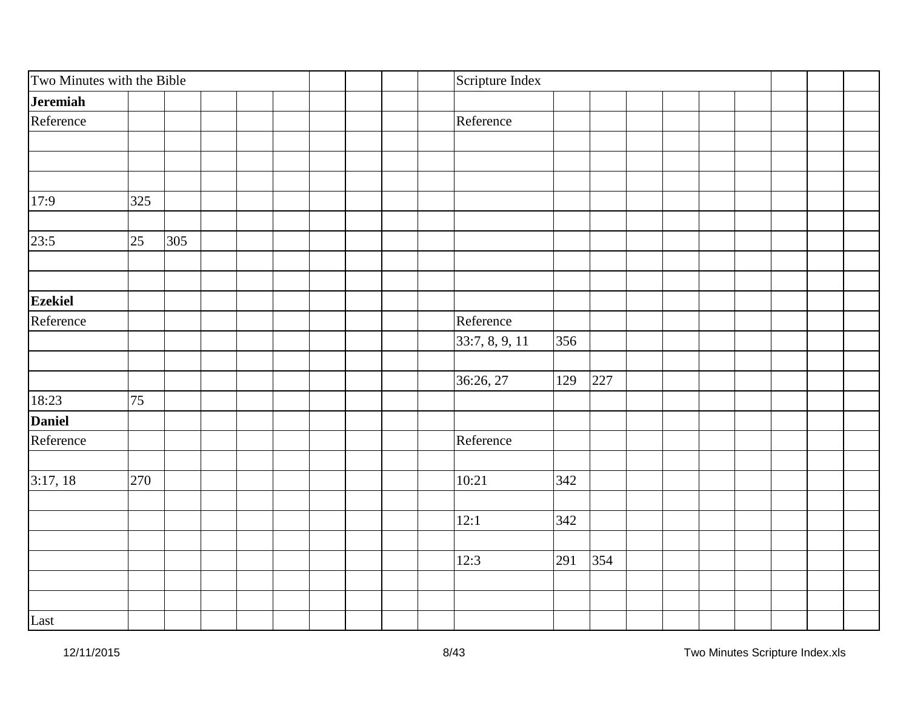| Two Minutes with the Bible | | | | | | | | | | Scripture Index | | | | | | | | | |
|---|---|---|---|---|---|---|---|---|---|---|---|---|---|---|---|---|---|---|---|
| **Jeremiah** | | | | | | | | | | | | | | | | | | | |
| Reference | | | | | | | | | | Reference | | | | | | | | | |
| | | | | | | | | | | | | | | | | | | | |
| | | | | | | | | | | | | | | | | | | | |
| | | | | | | | | | | | | | | | | | | | |
| 17:9 | 325 | | | | | | | | | | | | | | | | | | |
| | | | | | | | | | | | | | | | | | | | |
| 23:5 | 25 | 305 | | | | | | | | | | | | | | | | | |
| | | | | | | | | | | | | | | | | | | | |
| | | | | | | | | | | | | | | | | | | | |
| **Ezekiel** | | | | | | | | | | | | | | | | | | | |
| Reference | | | | | | | | | | Reference | | | | | | | | | |
| | | | | | | | | | | 33:7, 8, 9, 11 | 356 | | | | | | | | |
| | | | | | | | | | | | | | | | | | | | |
| | | | | | | | | | | 36:26, 27 | 129 | 227 | | | | | | | |
| 18:23 | 75 | | | | | | | | | | | | | | | | | | |
| **Daniel** | | | | | | | | | | | | | | | | | | | |
| Reference | | | | | | | | | | Reference | | | | | | | | | |
| | | | | | | | | | | | | | | | | | | | |
| 3:17, 18 | 270 | | | | | | | | | 10:21 | 342 | | | | | | | | |
| | | | | | | | | | | | | | | | | | | | |
| | | | | | | | | | | 12:1 | 342 | | | | | | | | |
| | | | | | | | | | | | | | | | | | | | |
| | | | | | | | | | | 12:3 | 291 | 354 | | | | | | | |
| | | | | | | | | | | | | | | | | | | | |
| | | | | | | | | | | | | | | | | | | | |
| Last | | | | | | | | | | | | | | | | | | | |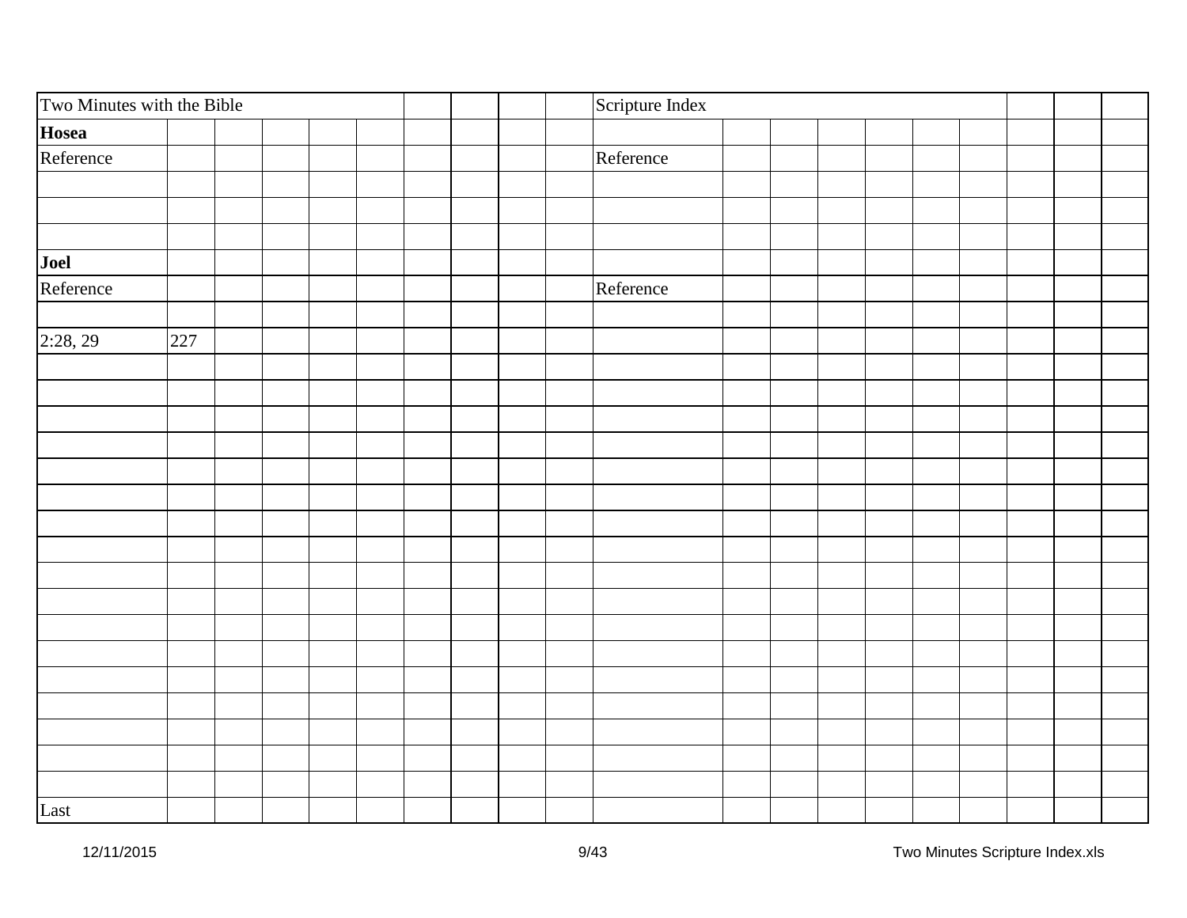| Two Minutes with the Bible | | | | | | | | | | Scripture Index | | | | | | | | | |
|---|---|---|---|---|---|---|---|---|---|---|---|---|---|---|---|---|---|---|---|
| **Hosea** | | | | | | | | | | | | | | | | | | | |
| Reference | | | | | | | | | | Reference | | | | | | | | | |
| | | | | | | | | | | | | | | | | | | | |
| | | | | | | | | | | | | | | | | | | | |
| | | | | | | | | | | | | | | | | | | | |
| **Joel** | | | | | | | | | | | | | | | | | | | |
| Reference | | | | | | | | | | Reference | | | | | | | | | |
| | | | | | | | | | | | | | | | | | | | |
| 2:28, 29 | 227 | | | | | | | | | | | | | | | | | | |
| | | | | | | | | | | | | | | | | | | | |
| | | | | | | | | | | | | | | | | | | | |
| | | | | | | | | | | | | | | | | | | | |
| | | | | | | | | | | | | | | | | | | | |
| | | | | | | | | | | | | | | | | | | | |
| | | | | | | | | | | | | | | | | | | | |
| | | | | | | | | | | | | | | | | | | | |
| | | | | | | | | | | | | | | | | | | | |
| | | | | | | | | | | | | | | | | | | | |
| | | | | | | | | | | | | | | | | | | | |
| | | | | | | | | | | | | | | | | | | | |
| | | | | | | | | | | | | | | | | | | | |
| | | | | | | | | | | | | | | | | | | | |
| | | | | | | | | | | | | | | | | | | | |
| | | | | | | | | | | | | | | | | | | | |
| | | | | | | | | | | | | | | | | | | | |
| | | | | | | | | | | | | | | | | | | | |
| Last | | | | | | | | | | | | | | | | | | | |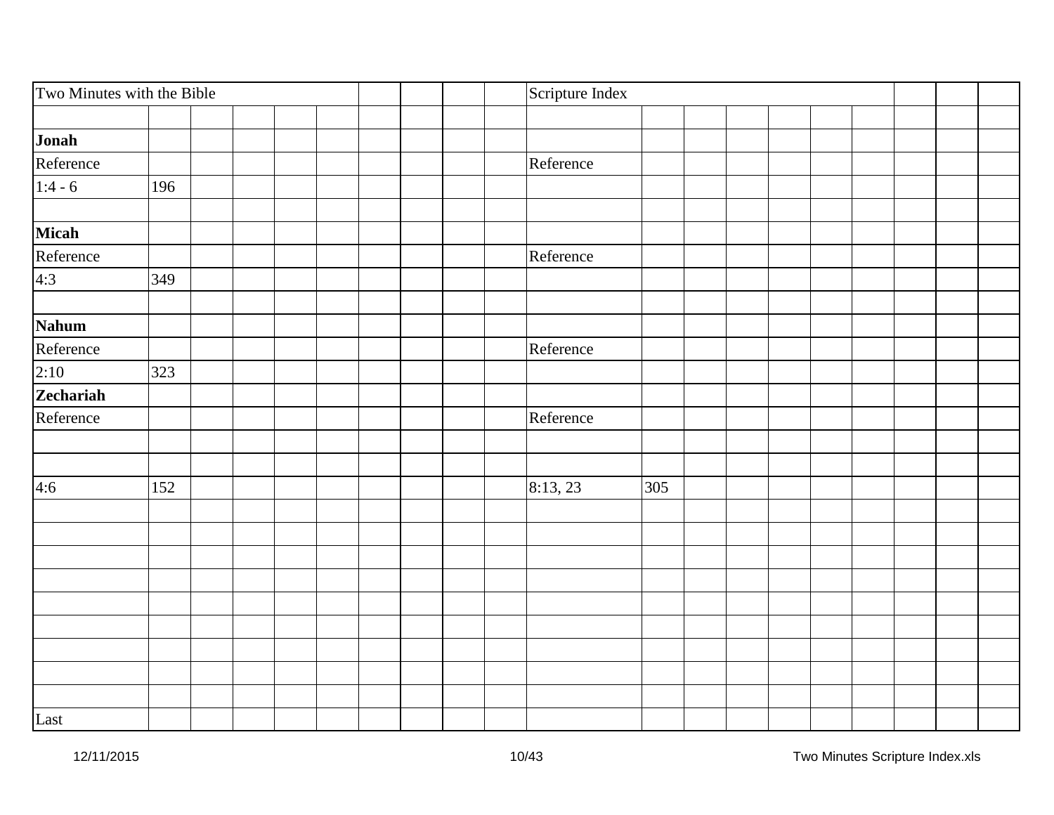| Two Minutes with the Bible | | | Scripture Index | |
|---|---|---|---|---|
| | | | | |
| **Jonah** | | | | |
| Reference | | | Reference | |
| 1:4 - 6 | 196 | | | |
| | | | | |
| **Micah** | | | | |
| Reference | | | Reference | |
| 4:3 | 349 | | | |
| | | | | |
| **Nahum** | | | | |
| Reference | | | Reference | |
| 2:10 | 323 | | | |
| **Zechariah** | | | | |
| Reference | | | Reference | |
| | | | | |
| | | | | |
| 4:6 | 152 | | 8:13, 23 | 305 |
| | | | | |
| | | | | |
| | | | | |
| | | | | |
| | | | | |
| | | | | |
| | | | | |
| | | | | |
| | | | | |
| Last | | | | |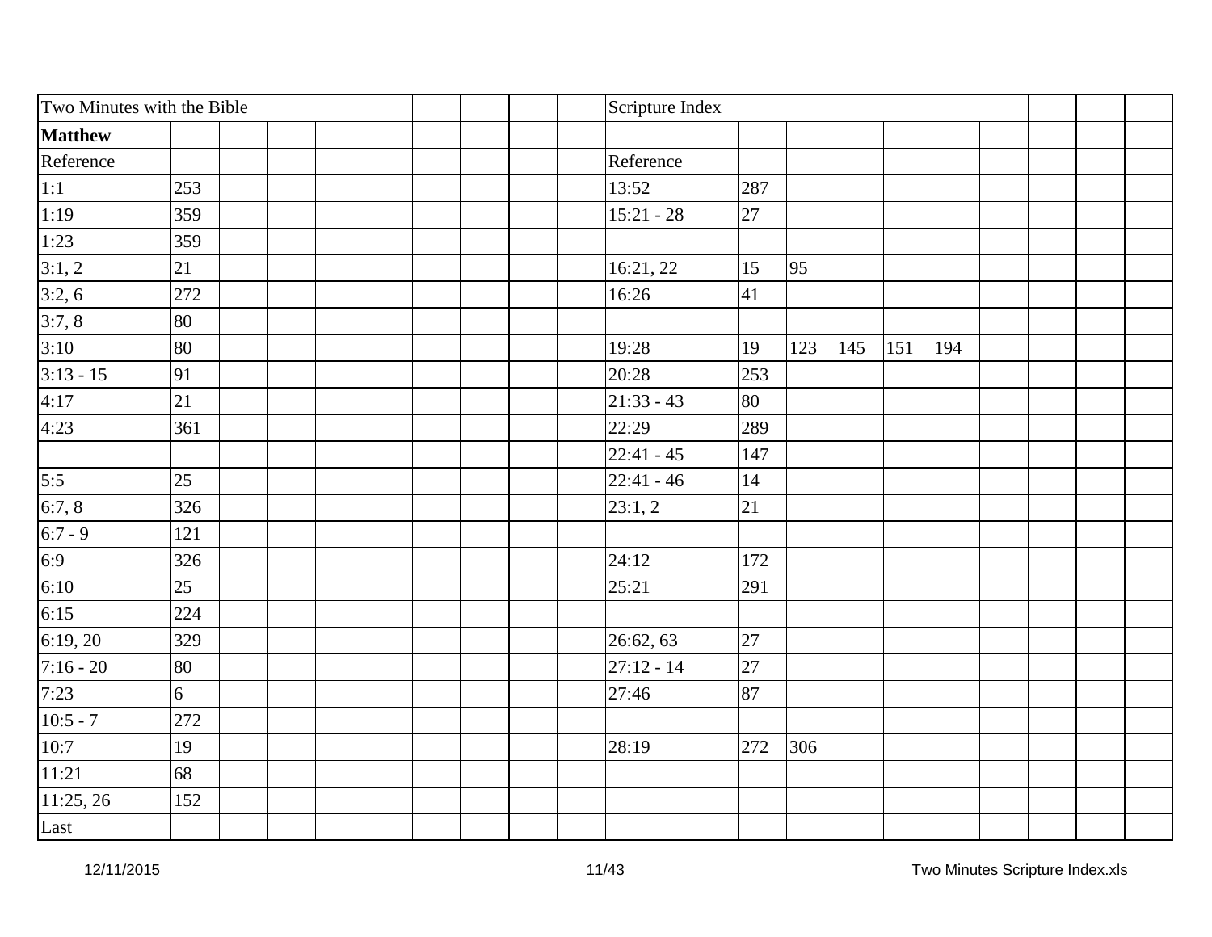Two Minutes with the Bible — Scripture Index

**Matthew**

| Reference | | | | | | | | | | Reference | | | | | | | | | |
|---|---|---|---|---|---|---|---|---|---|---|---|---|---|---|---|---|---|---|---|
| 1:1 | 253 | | | | | | | | | 13:52 | 287 | | | | | | | | |
| 1:19 | 359 | | | | | | | | | 15:21 - 28 | 27 | | | | | | | | |
| 1:23 | 359 | | | | | | | | | | | | | | | | | | |
| 3:1, 2 | 21 | | | | | | | | | 16:21, 22 | 15 | 95 | | | | | | | |
| 3:2, 6 | 272 | | | | | | | | | 16:26 | 41 | | | | | | | | |
| 3:7, 8 | 80 | | | | | | | | | | | | | | | | | | |
| 3:10 | 80 | | | | | | | | | 19:28 | 19 | 123 | 145 | 151 | 194 | | | | |
| 3:13 - 15 | 91 | | | | | | | | | 20:28 | 253 | | | | | | | | |
| 4:17 | 21 | | | | | | | | | 21:33 - 43 | 80 | | | | | | | | |
| 4:23 | 361 | | | | | | | | | 22:29 | 289 | | | | | | | | |
| | | | | | | | | | | 22:41 - 45 | 147 | | | | | | | | |
| 5:5 | 25 | | | | | | | | | 22:41 - 46 | 14 | | | | | | | | |
| 6:7, 8 | 326 | | | | | | | | | 23:1, 2 | 21 | | | | | | | | |
| 6:7 - 9 | 121 | | | | | | | | | | | | | | | | | | |
| 6:9 | 326 | | | | | | | | | 24:12 | 172 | | | | | | | | |
| 6:10 | 25 | | | | | | | | | 25:21 | 291 | | | | | | | | |
| 6:15 | 224 | | | | | | | | | | | | | | | | | | |
| 6:19, 20 | 329 | | | | | | | | | 26:62, 63 | 27 | | | | | | | | |
| 7:16 - 20 | 80 | | | | | | | | | 27:12 - 14 | 27 | | | | | | | | |
| 7:23 | 6 | | | | | | | | | 27:46 | 87 | | | | | | | | |
| 10:5 - 7 | 272 | | | | | | | | | | | | | | | | | | |
| 10:7 | 19 | | | | | | | | | 28:19 | 272 | 306 | | | | | | | |
| 11:21 | 68 | | | | | | | | | | | | | | | | | | |
| 11:25, 26 | 152 | | | | | | | | | | | | | | | | | | |
| Last | | | | | | | | | | | | | | | | | | | |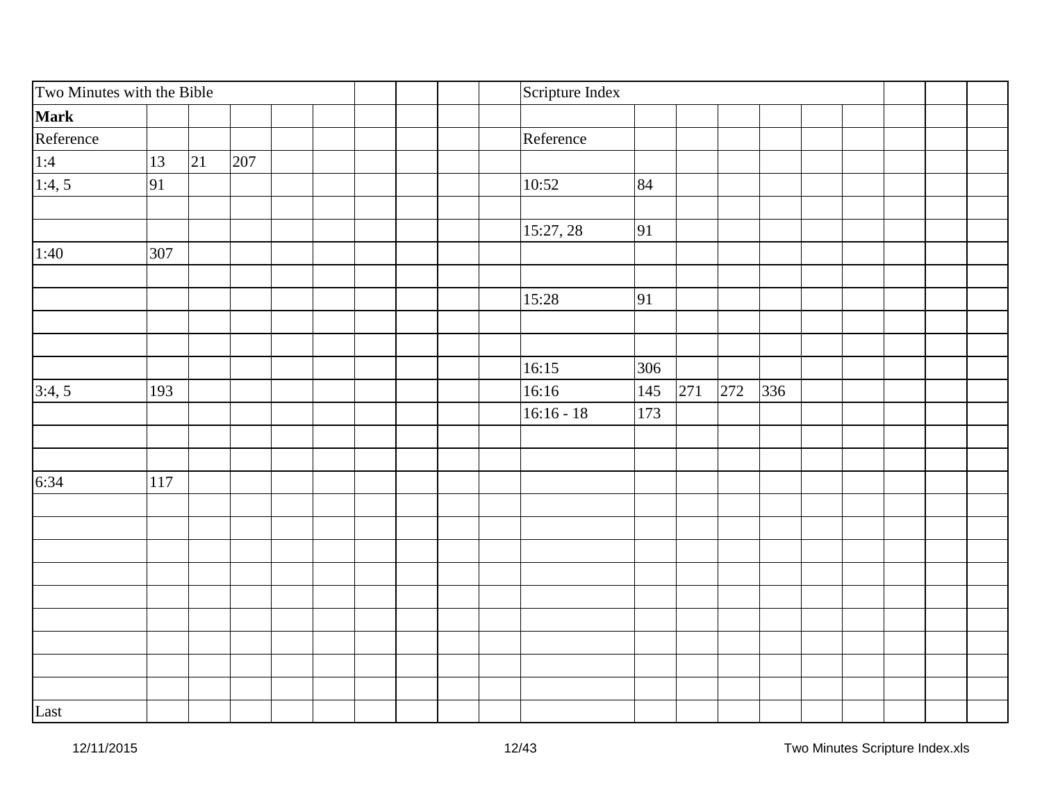| Two Minutes with the Bible | | | | | | | | | | Scripture Index | | | | | | | | | |
|---|---|---|---|---|---|---|---|---|---|---|---|---|---|---|---|---|---|---|---|
| **Mark** | | | | | | | | | | | | | | | | | | | |
| Reference | | | | | | | | | | Reference | | | | | | | | | |
| 1:4 | 13 | 21 | 207 | | | | | | | | | | | | | | | | |
| 1:4, 5 | 91 | | | | | | | | | 10:52 | 84 | | | | | | | | |
| | | | | | | | | | | | | | | | | | | | |
| | | | | | | | | | | 15:27, 28 | 91 | | | | | | | | |
| 1:40 | 307 | | | | | | | | | | | | | | | | | | |
| | | | | | | | | | | | | | | | | | | | |
| | | | | | | | | | | 15:28 | 91 | | | | | | | | |
| | | | | | | | | | | | | | | | | | | | |
| | | | | | | | | | | | | | | | | | | | |
| | | | | | | | | | | 16:15 | 306 | | | | | | | | |
| 3:4, 5 | 193 | | | | | | | | | 16:16 | 145 | 271 | 272 | 336 | | | | | |
| | | | | | | | | | | 16:16 - 18 | 173 | | | | | | | | |
| | | | | | | | | | | | | | | | | | | | |
| | | | | | | | | | | | | | | | | | | | |
| 6:34 | 117 | | | | | | | | | | | | | | | | | | |
| | | | | | | | | | | | | | | | | | | | |
| | | | | | | | | | | | | | | | | | | | |
| | | | | | | | | | | | | | | | | | | | |
| | | | | | | | | | | | | | | | | | | | |
| | | | | | | | | | | | | | | | | | | | |
| | | | | | | | | | | | | | | | | | | | |
| | | | | | | | | | | | | | | | | | | | |
| | | | | | | | | | | | | | | | | | | | |
| | | | | | | | | | | | | | | | | | | | |
| Last | | | | | | | | | | | | | | | | | | | |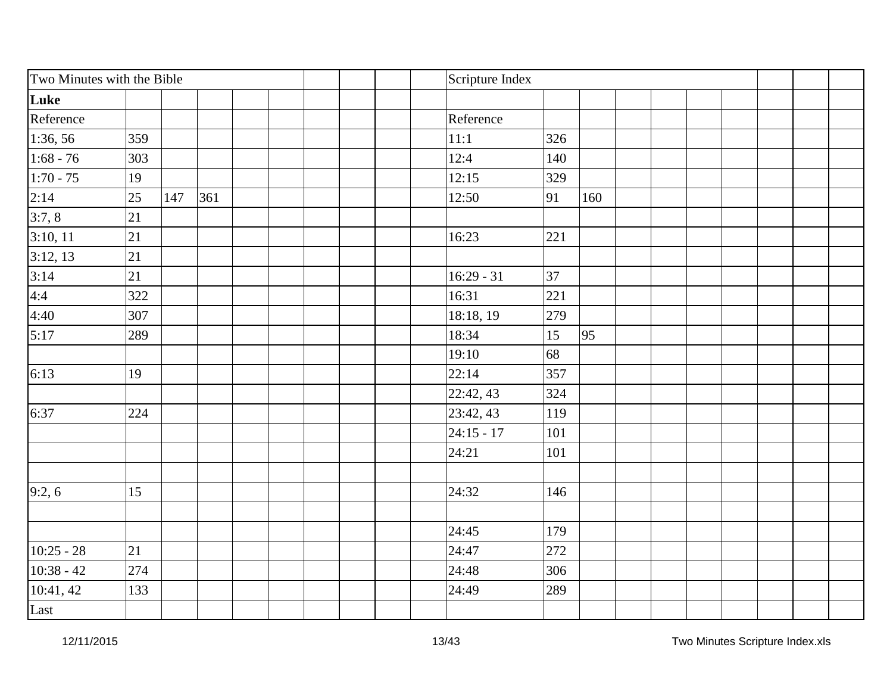| Two Minutes with the Bible | | | | | | | | | | Scripture Index | | | | | | | | | |
|---|---|---|---|---|---|---|---|---|---|---|---|---|---|---|---|---|---|---|---|
| **Luke** | | | | | | | | | | | | | | | | | | | |
| Reference | | | | | | | | | | Reference | | | | | | | | | |
| 1:36, 56 | 359 | | | | | | | | | 11:1 | 326 | | | | | | | | |
| 1:68 - 76 | 303 | | | | | | | | | 12:4 | 140 | | | | | | | | |
| 1:70 - 75 | 19 | | | | | | | | | 12:15 | 329 | | | | | | | | |
| 2:14 | 25 | 147 | 361 | | | | | | | 12:50 | 91 | 160 | | | | | | | |
| 3:7, 8 | 21 | | | | | | | | | | | | | | | | | | |
| 3:10, 11 | 21 | | | | | | | | | 16:23 | 221 | | | | | | | | |
| 3:12, 13 | 21 | | | | | | | | | | | | | | | | | | |
| 3:14 | 21 | | | | | | | | | 16:29 - 31 | 37 | | | | | | | | |
| 4:4 | 322 | | | | | | | | | 16:31 | 221 | | | | | | | | |
| 4:40 | 307 | | | | | | | | | 18:18, 19 | 279 | | | | | | | | |
| 5:17 | 289 | | | | | | | | | 18:34 | 15 | 95 | | | | | | | |
| | | | | | | | | | | 19:10 | 68 | | | | | | | | |
| 6:13 | 19 | | | | | | | | | 22:14 | 357 | | | | | | | | |
| | | | | | | | | | | 22:42, 43 | 324 | | | | | | | | |
| 6:37 | 224 | | | | | | | | | 23:42, 43 | 119 | | | | | | | | |
| | | | | | | | | | | 24:15 - 17 | 101 | | | | | | | | |
| | | | | | | | | | | 24:21 | 101 | | | | | | | | |
| | | | | | | | | | | | | | | | | | | | |
| 9:2, 6 | 15 | | | | | | | | | 24:32 | 146 | | | | | | | | |
| | | | | | | | | | | | | | | | | | | | |
| | | | | | | | | | | 24:45 | 179 | | | | | | | | |
| 10:25 - 28 | 21 | | | | | | | | | 24:47 | 272 | | | | | | | | |
| 10:38 - 42 | 274 | | | | | | | | | 24:48 | 306 | | | | | | | | |
| 10:41, 42 | 133 | | | | | | | | | 24:49 | 289 | | | | | | | | |
| Last | | | | | | | | | | | | | | | | | | | |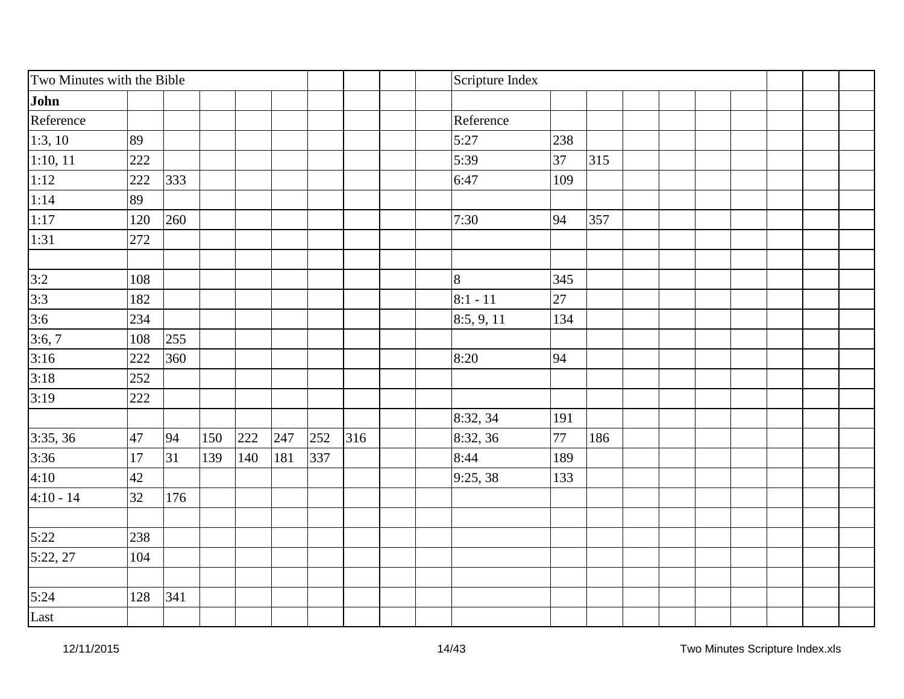| Two Minutes with the Bible | | | | | | | | | | Scripture Index | | | | | | | | | |
|---|---|---|---|---|---|---|---|---|---|---|---|---|---|---|---|---|---|---|---|
| **John** | | | | | | | | | | | | | | | | | | | |
| Reference | | | | | | | | | | Reference | | | | | | | | | |
| 1:3, 10 | 89 | | | | | | | | | 5:27 | 238 | | | | | | | | |
| 1:10, 11 | 222 | | | | | | | | | 5:39 | 37 | 315 | | | | | | | |
| 1:12 | 222 | 333 | | | | | | | | 6:47 | 109 | | | | | | | | |
| 1:14 | 89 | | | | | | | | | | | | | | | | | | |
| 1:17 | 120 | 260 | | | | | | | | 7:30 | 94 | 357 | | | | | | | |
| 1:31 | 272 | | | | | | | | | | | | | | | | | | |
| | | | | | | | | | | | | | | | | | | | |
| 3:2 | 108 | | | | | | | | | 8 | 345 | | | | | | | | |
| 3:3 | 182 | | | | | | | | | 8:1 - 11 | 27 | | | | | | | | |
| 3:6 | 234 | | | | | | | | | 8:5, 9, 11 | 134 | | | | | | | | |
| 3:6, 7 | 108 | 255 | | | | | | | | | | | | | | | | | |
| 3:16 | 222 | 360 | | | | | | | | 8:20 | 94 | | | | | | | | |
| 3:18 | 252 | | | | | | | | | | | | | | | | | | |
| 3:19 | 222 | | | | | | | | | | | | | | | | | | |
| | | | | | | | | | | 8:32, 34 | 191 | | | | | | | | |
| 3:35, 36 | 47 | 94 | 150 | 222 | 247 | 252 | 316 | | | 8:32, 36 | 77 | 186 | | | | | | | |
| 3:36 | 17 | 31 | 139 | 140 | 181 | 337 | | | | 8:44 | 189 | | | | | | | | |
| 4:10 | 42 | | | | | | | | | 9:25, 38 | 133 | | | | | | | | |
| 4:10 - 14 | 32 | 176 | | | | | | | | | | | | | | | | | |
| | | | | | | | | | | | | | | | | | | | |
| 5:22 | 238 | | | | | | | | | | | | | | | | | | |
| 5:22, 27 | 104 | | | | | | | | | | | | | | | | | | |
| | | | | | | | | | | | | | | | | | | | |
| 5:24 | 128 | 341 | | | | | | | | | | | | | | | | | |
| Last | | | | | | | | | | | | | | | | | | | |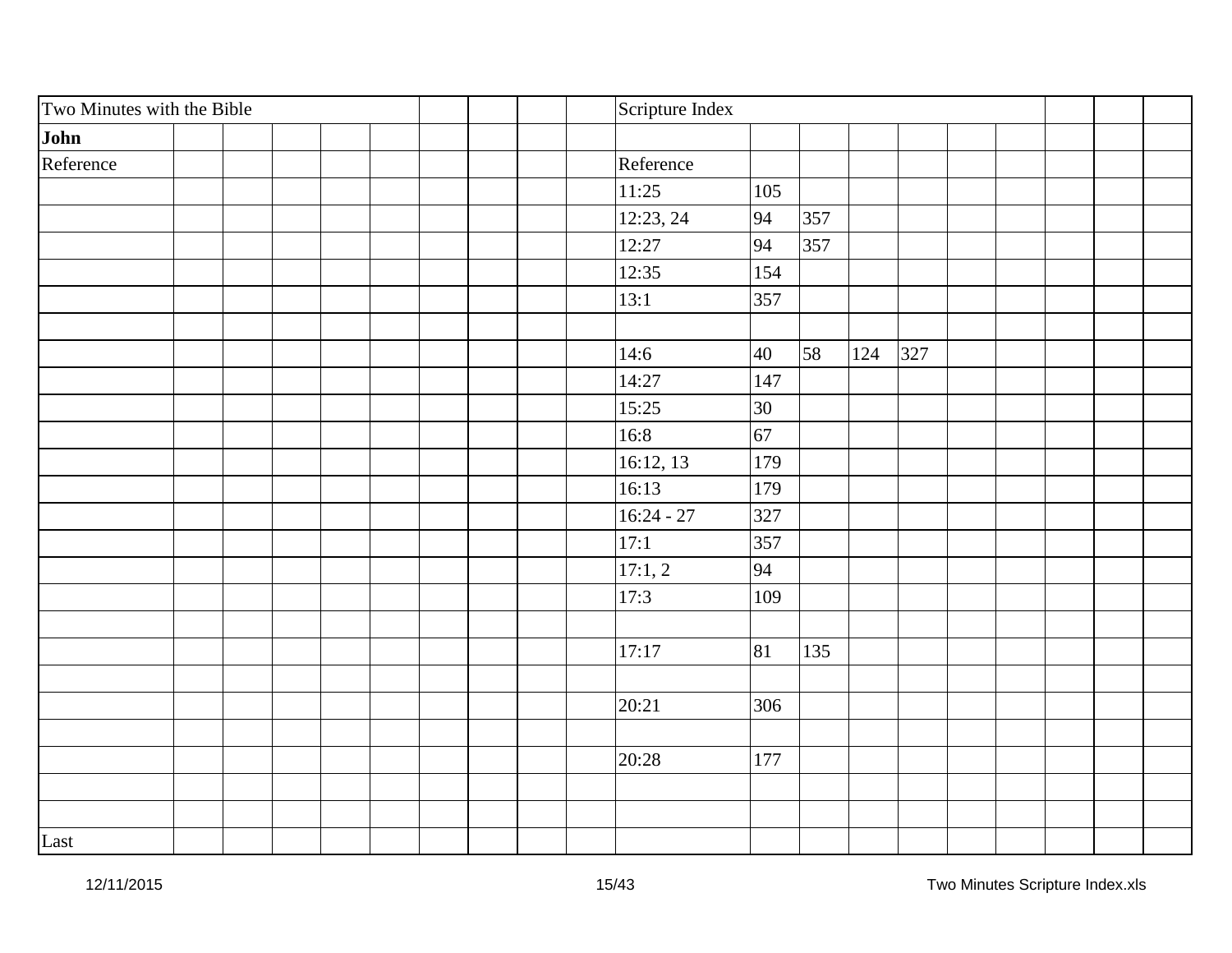| Two Minutes with the Bible | | | | | | | | | | Scripture Index | | | | | | | | | |
|---|---|---|---|---|---|---|---|---|---|---|---|---|---|---|---|---|---|---|---|
| **John** | | | | | | | | | | | | | | | | | | | |
| Reference | | | | | | | | | | Reference | | | | | | | | | |
| | | | | | | | | | | 11:25 | 105 | | | | | | | | |
| | | | | | | | | | | 12:23, 24 | 94 | 357 | | | | | | | |
| | | | | | | | | | | 12:27 | 94 | 357 | | | | | | | |
| | | | | | | | | | | 12:35 | 154 | | | | | | | | |
| | | | | | | | | | | 13:1 | 357 | | | | | | | | |
| | | | | | | | | | | | | | | | | | | | |
| | | | | | | | | | | 14:6 | 40 | 58 | 124 | 327 | | | | | |
| | | | | | | | | | | 14:27 | 147 | | | | | | | | |
| | | | | | | | | | | 15:25 | 30 | | | | | | | | |
| | | | | | | | | | | 16:8 | 67 | | | | | | | | |
| | | | | | | | | | | 16:12, 13 | 179 | | | | | | | | |
| | | | | | | | | | | 16:13 | 179 | | | | | | | | |
| | | | | | | | | | | 16:24 - 27 | 327 | | | | | | | | |
| | | | | | | | | | | 17:1 | 357 | | | | | | | | |
| | | | | | | | | | | 17:1, 2 | 94 | | | | | | | | |
| | | | | | | | | | | 17:3 | 109 | | | | | | | | |
| | | | | | | | | | | | | | | | | | | | |
| | | | | | | | | | | 17:17 | 81 | 135 | | | | | | | |
| | | | | | | | | | | | | | | | | | | | |
| | | | | | | | | | | 20:21 | 306 | | | | | | | | |
| | | | | | | | | | | | | | | | | | | | |
| | | | | | | | | | | 20:28 | 177 | | | | | | | | |
| | | | | | | | | | | | | | | | | | | | |
| | | | | | | | | | | | | | | | | | | | |
| Last | | | | | | | | | | | | | | | | | | | |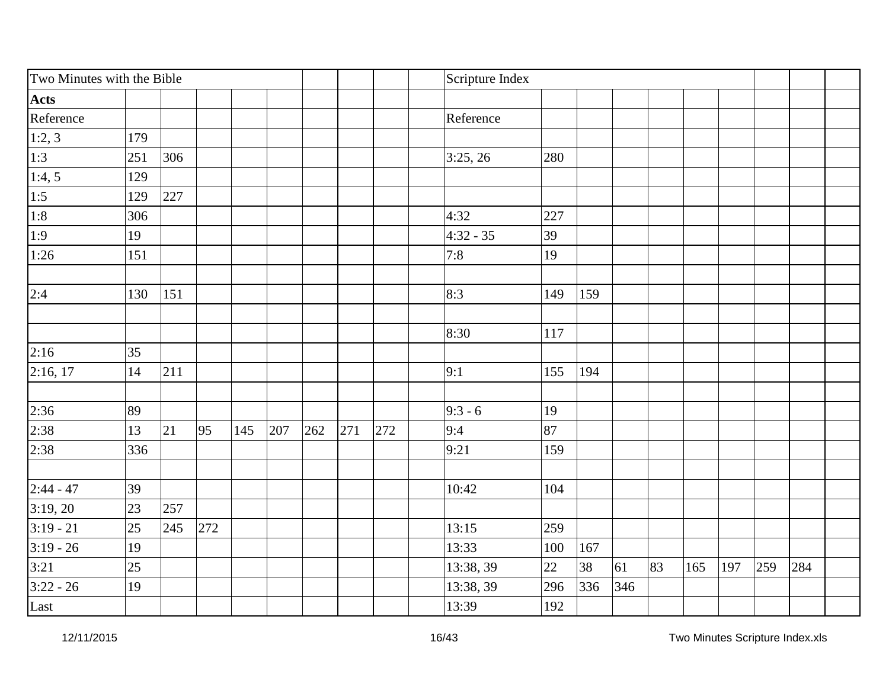| Two Minutes with the Bible | | | | | | | | | | Scripture Index | | | | | | | | | |
|---|---|---|---|---|---|---|---|---|---|---|---|---|---|---|---|---|---|---|---|
| **Acts** | | | | | | | | | | | | | | | | | | | |
| Reference | | | | | | | | | | Reference | | | | | | | | | |
| 1:2, 3 | 179 | | | | | | | | | | | | | | | | | | |
| 1:3 | 251 | 306 | | | | | | | | 3:25, 26 | 280 | | | | | | | | |
| 1:4, 5 | 129 | | | | | | | | | | | | | | | | | | |
| 1:5 | 129 | 227 | | | | | | | | | | | | | | | | | |
| 1:8 | 306 | | | | | | | | | 4:32 | 227 | | | | | | | | |
| 1:9 | 19 | | | | | | | | | 4:32 - 35 | 39 | | | | | | | | |
| 1:26 | 151 | | | | | | | | | 7:8 | 19 | | | | | | | | |
| | | | | | | | | | | | | | | | | | | | |
| 2:4 | 130 | 151 | | | | | | | | 8:3 | 149 | 159 | | | | | | | |
| | | | | | | | | | | | | | | | | | | | |
| | | | | | | | | | | 8:30 | 117 | | | | | | | | |
| 2:16 | 35 | | | | | | | | | | | | | | | | | | |
| 2:16, 17 | 14 | 211 | | | | | | | | 9:1 | 155 | 194 | | | | | | | |
| | | | | | | | | | | | | | | | | | | | |
| 2:36 | 89 | | | | | | | | | 9:3 - 6 | 19 | | | | | | | | |
| 2:38 | 13 | 21 | 95 | 145 | 207 | 262 | 271 | 272 | | 9:4 | 87 | | | | | | | | |
| 2:38 | 336 | | | | | | | | | 9:21 | 159 | | | | | | | | |
| | | | | | | | | | | | | | | | | | | | |
| 2:44 - 47 | 39 | | | | | | | | | 10:42 | 104 | | | | | | | | |
| 3:19, 20 | 23 | 257 | | | | | | | | | | | | | | | | | |
| 3:19 - 21 | 25 | 245 | 272 | | | | | | | 13:15 | 259 | | | | | | | | |
| 3:19 - 26 | 19 | | | | | | | | | 13:33 | 100 | 167 | | | | | | | |
| 3:21 | 25 | | | | | | | | | 13:38, 39 | 22 | 38 | 61 | 83 | 165 | 197 | 259 | 284 | |
| 3:22 - 26 | 19 | | | | | | | | | 13:38, 39 | 296 | 336 | 346 | | | | | | |
| Last | | | | | | | | | | 13:39 | 192 | | | | | | | | |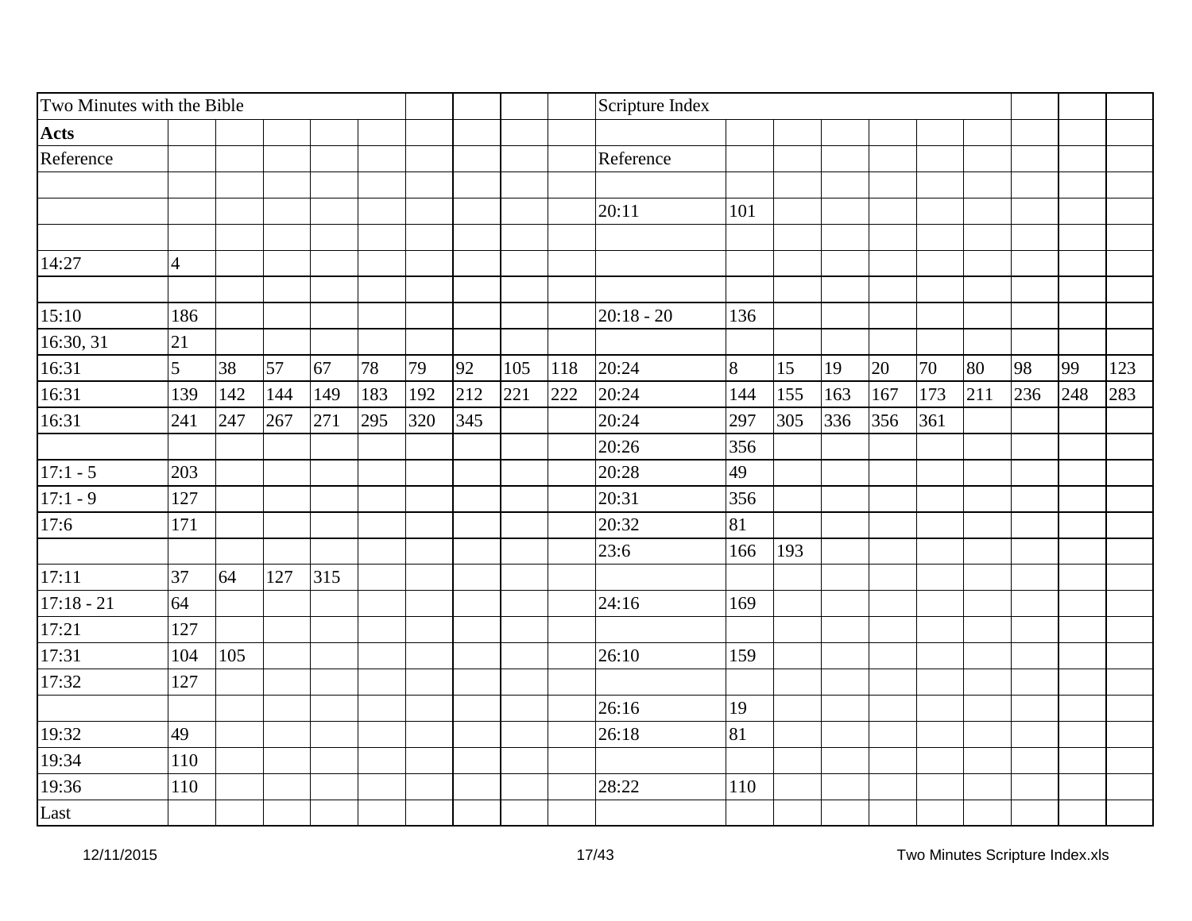| Two Minutes with the Bible | | | | | | | | | | Scripture Index | | | | | | | | | | |
|---|---|---|---|---|---|---|---|---|---|---|---|---|---|---|---|---|---|---|---|---|
| **Acts** | | | | | | | | | | | | | | | | | | | | |
| Reference | | | | | | | | | | Reference | | | | | | | | | | |
| | | | | | | | | | | | | | | | | | | | | |
| | | | | | | | | | | 20:11 | 101 | | | | | | | | | |
| | | | | | | | | | | | | | | | | | | | | |
| 14:27 | 4 | | | | | | | | | | | | | | | | | | | |
| | | | | | | | | | | | | | | | | | | | | |
| 15:10 | 186 | | | | | | | | | 20:18 - 20 | 136 | | | | | | | | | |
| 16:30, 31 | 21 | | | | | | | | | | | | | | | | | | | |
| 16:31 | 5 | 38 | 57 | 67 | 78 | 79 | 92 | 105 | 118 | 20:24 | 8 | 15 | 19 | 20 | 70 | 80 | 98 | 99 | 123 |
| 16:31 | 139 | 142 | 144 | 149 | 183 | 192 | 212 | 221 | 222 | 20:24 | 144 | 155 | 163 | 167 | 173 | 211 | 236 | 248 | 283 |
| 16:31 | 241 | 247 | 267 | 271 | 295 | 320 | 345 | | | 20:24 | 297 | 305 | 336 | 356 | 361 | | | | |
| | | | | | | | | | | 20:26 | 356 | | | | | | | | | |
| 17:1 - 5 | 203 | | | | | | | | | 20:28 | 49 | | | | | | | | | |
| 17:1 - 9 | 127 | | | | | | | | | 20:31 | 356 | | | | | | | | | |
| 17:6 | 171 | | | | | | | | | 20:32 | 81 | | | | | | | | | |
| | | | | | | | | | | 23:6 | 166 | 193 | | | | | | | | |
| 17:11 | 37 | 64 | 127 | 315 | | | | | | | | | | | | | | | | |
| 17:18 - 21 | 64 | | | | | | | | | 24:16 | 169 | | | | | | | | | |
| 17:21 | 127 | | | | | | | | | | | | | | | | | | | |
| 17:31 | 104 | 105 | | | | | | | | 26:10 | 159 | | | | | | | | | |
| 17:32 | 127 | | | | | | | | | | | | | | | | | | | |
| | | | | | | | | | | 26:16 | 19 | | | | | | | | | |
| 19:32 | 49 | | | | | | | | | 26:18 | 81 | | | | | | | | | |
| 19:34 | 110 | | | | | | | | | | | | | | | | | | | |
| 19:36 | 110 | | | | | | | | | 28:22 | 110 | | | | | | | | | |
| Last | | | | | | | | | | | | | | | | | | | | |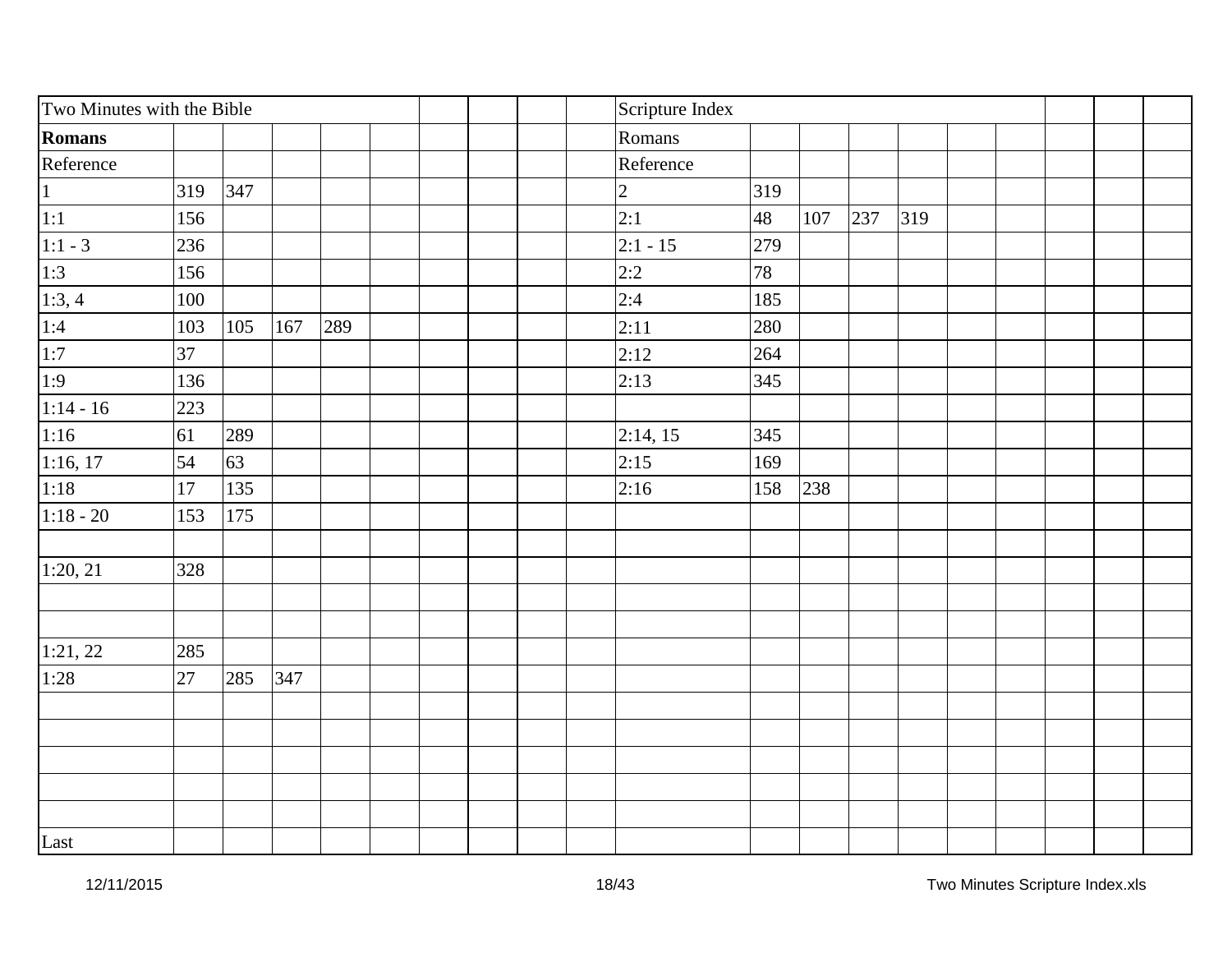| Two Minutes with the Bible | | | | | | | | | | Scripture Index | | | | | | | | | |
|---|---|---|---|---|---|---|---|---|---|---|---|---|---|---|---|---|---|---|---|
| **Romans** | | | | | | | | | | Romans | | | | | | | | | |
| Reference | | | | | | | | | | Reference | | | | | | | | | |
| 1 | 319 | 347 | | | | | | | | 2 | 319 | | | | | | | | |
| 1:1 | 156 | | | | | | | | | 2:1 | 48 | 107 | 237 | 319 | | | | | |
| 1:1 - 3 | 236 | | | | | | | | | 2:1 - 15 | 279 | | | | | | | | |
| 1:3 | 156 | | | | | | | | | 2:2 | 78 | | | | | | | | |
| 1:3, 4 | 100 | | | | | | | | | 2:4 | 185 | | | | | | | | |
| 1:4 | 103 | 105 | 167 | 289 | | | | | | 2:11 | 280 | | | | | | | | |
| 1:7 | 37 | | | | | | | | | 2:12 | 264 | | | | | | | | |
| 1:9 | 136 | | | | | | | | | 2:13 | 345 | | | | | | | | |
| 1:14 - 16 | 223 | | | | | | | | | | | | | | | | | | |
| 1:16 | 61 | 289 | | | | | | | | 2:14, 15 | 345 | | | | | | | | |
| 1:16, 17 | 54 | 63 | | | | | | | | 2:15 | 169 | | | | | | | | |
| 1:18 | 17 | 135 | | | | | | | | 2:16 | 158 | 238 | | | | | | | |
| 1:18 - 20 | 153 | 175 | | | | | | | | | | | | | | | | | |
| | | | | | | | | | | | | | | | | | | | |
| 1:20, 21 | 328 | | | | | | | | | | | | | | | | | | |
| | | | | | | | | | | | | | | | | | | | |
| | | | | | | | | | | | | | | | | | | | |
| 1:21, 22 | 285 | | | | | | | | | | | | | | | | | | |
| 1:28 | 27 | 285 | 347 | | | | | | | | | | | | | | | | |
| | | | | | | | | | | | | | | | | | | | |
| | | | | | | | | | | | | | | | | | | | |
| | | | | | | | | | | | | | | | | | | | |
| | | | | | | | | | | | | | | | | | | | |
| | | | | | | | | | | | | | | | | | | | |
| Last | | | | | | | | | | | | | | | | | | | |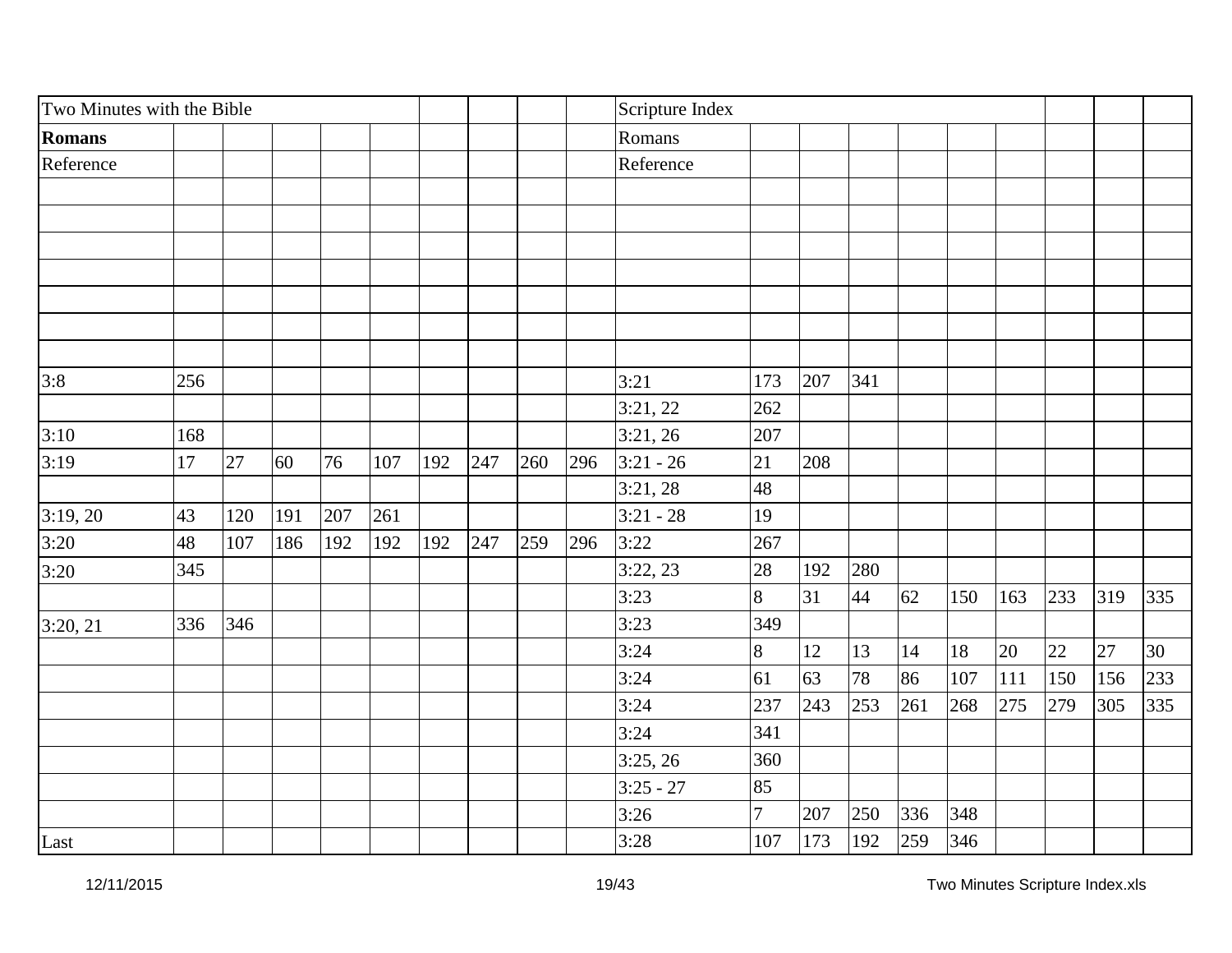| Two Minutes with the Bible | | | | | | | | | | Scripture Index | | | | | | | | | |
|---|---|---|---|---|---|---|---|---|---|---|---|---|---|---|---|---|---|---|---|
| **Romans** | | | | | | | | | | Romans | | | | | | | | | |
| Reference | | | | | | | | | | Reference | | | | | | | | | |
| | | | | | | | | | | | | | | | | | | | |
| | | | | | | | | | | | | | | | | | | | |
| | | | | | | | | | | | | | | | | | | | |
| | | | | | | | | | | | | | | | | | | | |
| | | | | | | | | | | | | | | | | | | | |
| | | | | | | | | | | | | | | | | | | | |
| | | | | | | | | | | | | | | | | | | | |
| 3:8 | 256 | | | | | | | | | 3:21 | 173 | 207 | 341 | | | | | | |
| | | | | | | | | | | 3:21, 22 | 262 | | | | | | | | |
| 3:10 | 168 | | | | | | | | | 3:21, 26 | 207 | | | | | | | | |
| 3:19 | 17 | 27 | 60 | 76 | 107 | 192 | 247 | 260 | 296 | 3:21 - 26 | 21 | 208 | | | | | | | |
| | | | | | | | | | | 3:21, 28 | 48 | | | | | | | | |
| 3:19, 20 | 43 | 120 | 191 | 207 | 261 | | | | | 3:21 - 28 | 19 | | | | | | | | |
| 3:20 | 48 | 107 | 186 | 192 | 192 | 192 | 247 | 259 | 296 | 3:22 | 267 | | | | | | | | |
| 3:20 | 345 | | | | | | | | | 3:22, 23 | 28 | 192 | 280 | | | | | | |
| | | | | | | | | | | 3:23 | 8 | 31 | 44 | 62 | 150 | 163 | 233 | 319 | 335 |
| 3:20, 21 | 336 | 346 | | | | | | | | 3:23 | 349 | | | | | | | | |
| | | | | | | | | | | 3:24 | 8 | 12 | 13 | 14 | 18 | 20 | 22 | 27 | 30 |
| | | | | | | | | | | 3:24 | 61 | 63 | 78 | 86 | 107 | 111 | 150 | 156 | 233 |
| | | | | | | | | | | 3:24 | 237 | 243 | 253 | 261 | 268 | 275 | 279 | 305 | 335 |
| | | | | | | | | | | 3:24 | 341 | | | | | | | | |
| | | | | | | | | | | 3:25, 26 | 360 | | | | | | | | |
| | | | | | | | | | | 3:25 - 27 | 85 | | | | | | | | |
| | | | | | | | | | | 3:26 | 7 | 207 | 250 | 336 | 348 | | | | |
| Last | | | | | | | | | | 3:28 | 107 | 173 | 192 | 259 | 346 | | | | |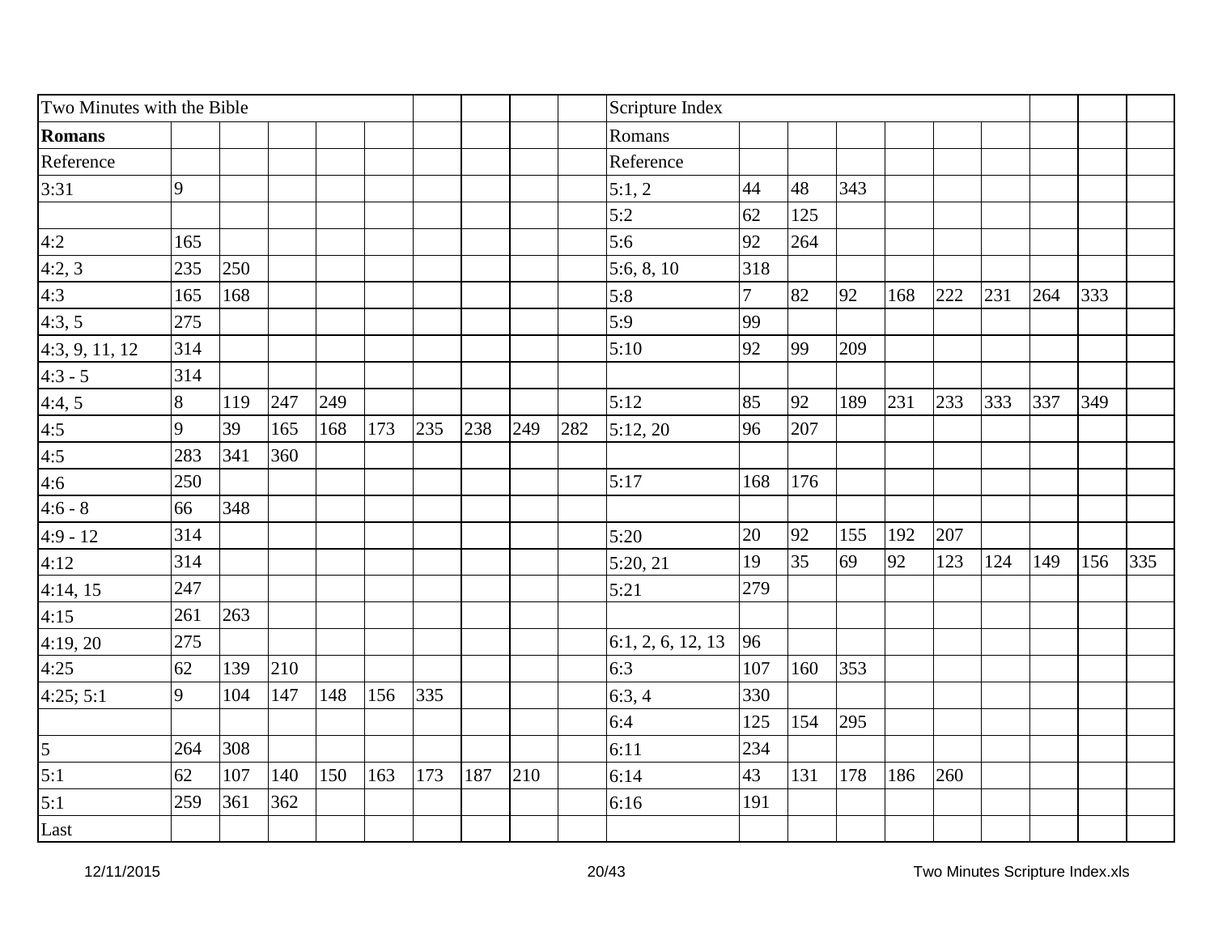| Two Minutes with the Bible | | | | | | | | | | Scripture Index | | | | | | | | | |
|---|---|---|---|---|---|---|---|---|---|---|---|---|---|---|---|---|---|---|---|
| **Romans** | | | | | | | | | | Romans | | | | | | | | | |
| Reference | | | | | | | | | | Reference | | | | | | | | | |
| 3:31 | 9 | | | | | | | | | 5:1, 2 | 44 | 48 | 343 | | | | | | |
| | | | | | | | | | | 5:2 | 62 | 125 | | | | | | | |
| 4:2 | 165 | | | | | | | | | 5:6 | 92 | 264 | | | | | | | |
| 4:2, 3 | 235 | 250 | | | | | | | | 5:6, 8, 10 | 318 | | | | | | | | |
| 4:3 | 165 | 168 | | | | | | | | 5:8 | 7 | 82 | 92 | 168 | 222 | 231 | 264 | 333 | |
| 4:3, 5 | 275 | | | | | | | | | 5:9 | 99 | | | | | | | | |
| 4:3, 9, 11, 12 | 314 | | | | | | | | | 5:10 | 92 | 99 | 209 | | | | | | |
| 4:3 - 5 | 314 | | | | | | | | | | | | | | | | | | |
| 4:4, 5 | 8 | 119 | 247 | 249 | | | | | | 5:12 | 85 | 92 | 189 | 231 | 233 | 333 | 337 | 349 | |
| 4:5 | 9 | 39 | 165 | 168 | 173 | 235 | 238 | 249 | 282 | 5:12, 20 | 96 | 207 | | | | | | | |
| 4:5 | 283 | 341 | 360 | | | | | | | | | | | | | | | | |
| 4:6 | 250 | | | | | | | | | 5:17 | 168 | 176 | | | | | | | |
| 4:6 - 8 | 66 | 348 | | | | | | | | | | | | | | | | | |
| 4:9 - 12 | 314 | | | | | | | | | 5:20 | 20 | 92 | 155 | 192 | 207 | | | | |
| 4:12 | 314 | | | | | | | | | 5:20, 21 | 19 | 35 | 69 | 92 | 123 | 124 | 149 | 156 | 335 |
| 4:14, 15 | 247 | | | | | | | | | 5:21 | 279 | | | | | | | | |
| 4:15 | 261 | 263 | | | | | | | | | | | | | | | | | |
| 4:19, 20 | 275 | | | | | | | | | 6:1, 2, 6, 12, 13 | 96 | | | | | | | | |
| 4:25 | 62 | 139 | 210 | | | | | | | 6:3 | 107 | 160 | 353 | | | | | | |
| 4:25; 5:1 | 9 | 104 | 147 | 148 | 156 | 335 | | | | 6:3, 4 | 330 | | | | | | | | |
| | | | | | | | | | | 6:4 | 125 | 154 | 295 | | | | | | |
| 5 | 264 | 308 | | | | | | | | 6:11 | 234 | | | | | | | | |
| 5:1 | 62 | 107 | 140 | 150 | 163 | 173 | 187 | 210 | | 6:14 | 43 | 131 | 178 | 186 | 260 | | | | |
| 5:1 | 259 | 361 | 362 | | | | | | | 6:16 | 191 | | | | | | | | |
| Last | | | | | | | | | | | | | | | | | | | |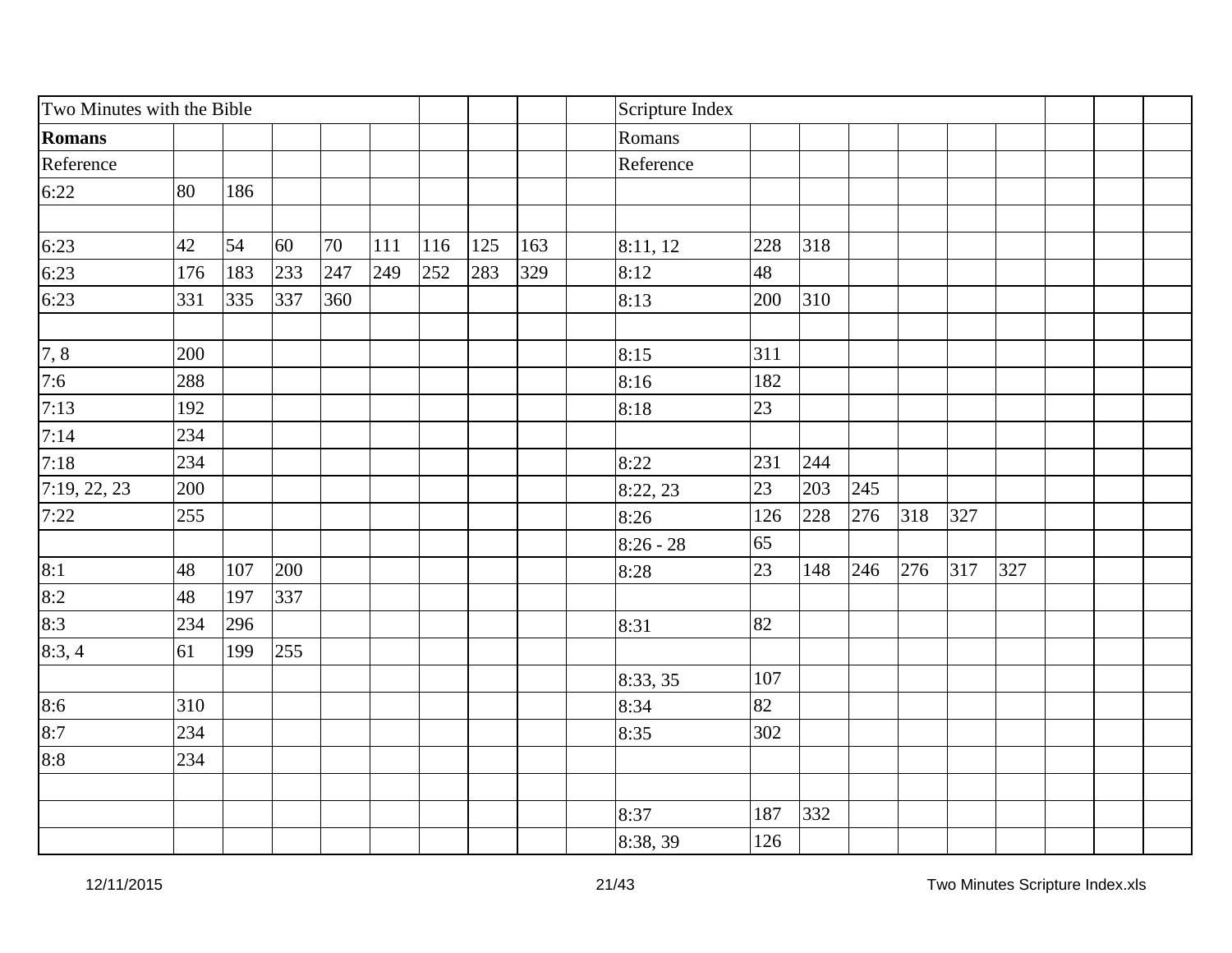| Two Minutes with the Bible | | | | | | | | | | Scripture Index | | | | | | | | | |
|---|---|---|---|---|---|---|---|---|---|---|---|---|---|---|---|---|---|---|---|
| **Romans** | | | | | | | | | | Romans | | | | | | | | | |
| Reference | | | | | | | | | | Reference | | | | | | | | | |
| 6:22 | 80 | 186 | | | | | | | | | | | | | | | | | |
| | | | | | | | | | | | | | | | | | | | |
| 6:23 | 42 | 54 | 60 | 70 | 111 | 116 | 125 | 163 | | 8:11, 12 | 228 | 318 | | | | | | | |
| 6:23 | 176 | 183 | 233 | 247 | 249 | 252 | 283 | 329 | | 8:12 | 48 | | | | | | | | |
| 6:23 | 331 | 335 | 337 | 360 | | | | | | 8:13 | 200 | 310 | | | | | | | |
| | | | | | | | | | | | | | | | | | | | |
| 7, 8 | 200 | | | | | | | | | 8:15 | 311 | | | | | | | | |
| 7:6 | 288 | | | | | | | | | 8:16 | 182 | | | | | | | | |
| 7:13 | 192 | | | | | | | | | 8:18 | 23 | | | | | | | | |
| 7:14 | 234 | | | | | | | | | | | | | | | | | | |
| 7:18 | 234 | | | | | | | | | 8:22 | 231 | 244 | | | | | | | |
| 7:19, 22, 23 | 200 | | | | | | | | | 8:22, 23 | 23 | 203 | 245 | | | | | | |
| 7:22 | 255 | | | | | | | | | 8:26 | 126 | 228 | 276 | 318 | 327 | | | | |
| | | | | | | | | | | 8:26 - 28 | 65 | | | | | | | | |
| 8:1 | 48 | 107 | 200 | | | | | | | 8:28 | 23 | 148 | 246 | 276 | 317 | 327 | | | |
| 8:2 | 48 | 197 | 337 | | | | | | | | | | | | | | | | |
| 8:3 | 234 | 296 | | | | | | | | 8:31 | 82 | | | | | | | | |
| 8:3, 4 | 61 | 199 | 255 | | | | | | | | | | | | | | | | |
| | | | | | | | | | | 8:33, 35 | 107 | | | | | | | | |
| 8:6 | 310 | | | | | | | | | 8:34 | 82 | | | | | | | | |
| 8:7 | 234 | | | | | | | | | 8:35 | 302 | | | | | | | | |
| 8:8 | 234 | | | | | | | | | | | | | | | | | | |
| | | | | | | | | | | | | | | | | | | | |
| | | | | | | | | | | 8:37 | 187 | 332 | | | | | | | |
| | | | | | | | | | | 8:38, 39 | 126 | | | | | | | | |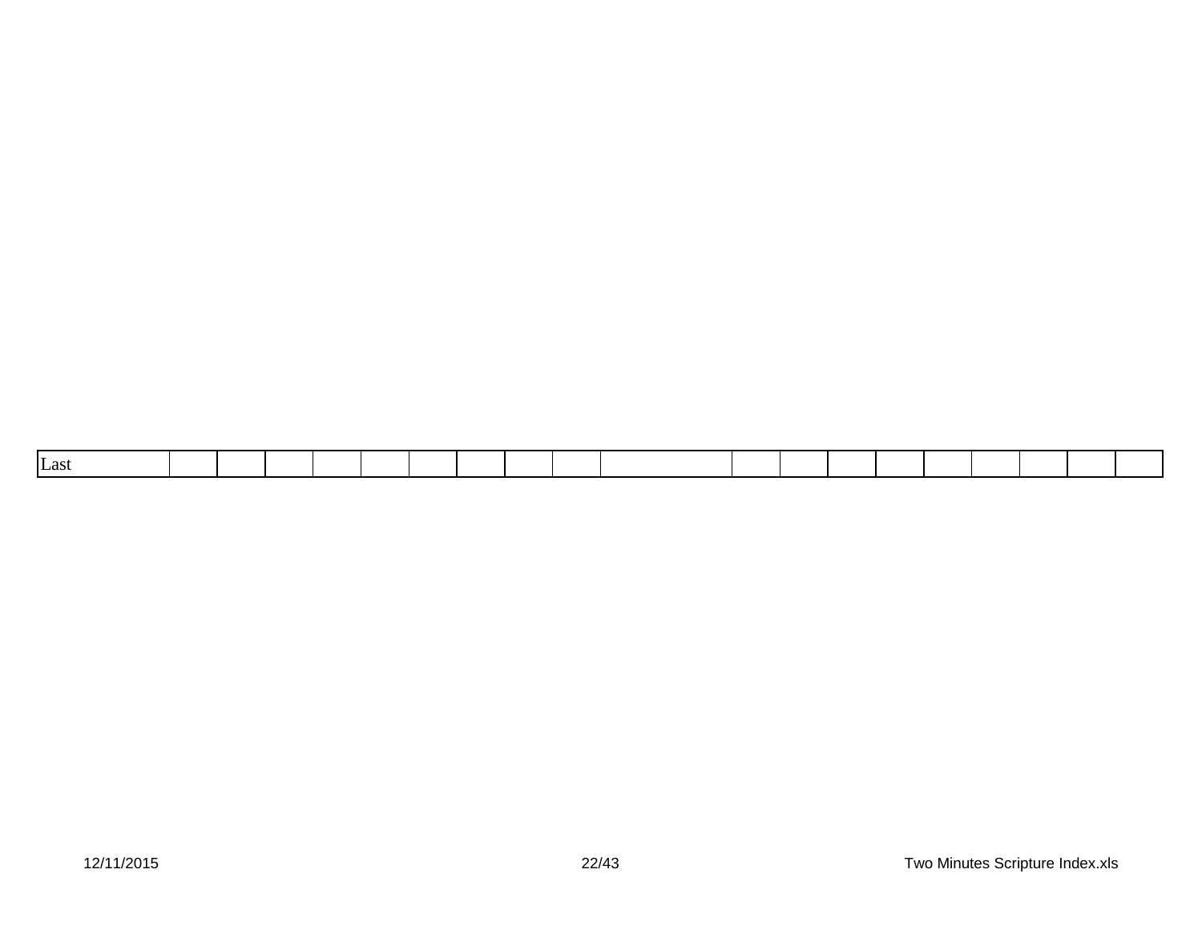| Last | | | | | | | | | | | | | | | | | | | |
|---|---|---|---|---|---|---|---|---|---|---|---|---|---|---|---|---|---|---|---|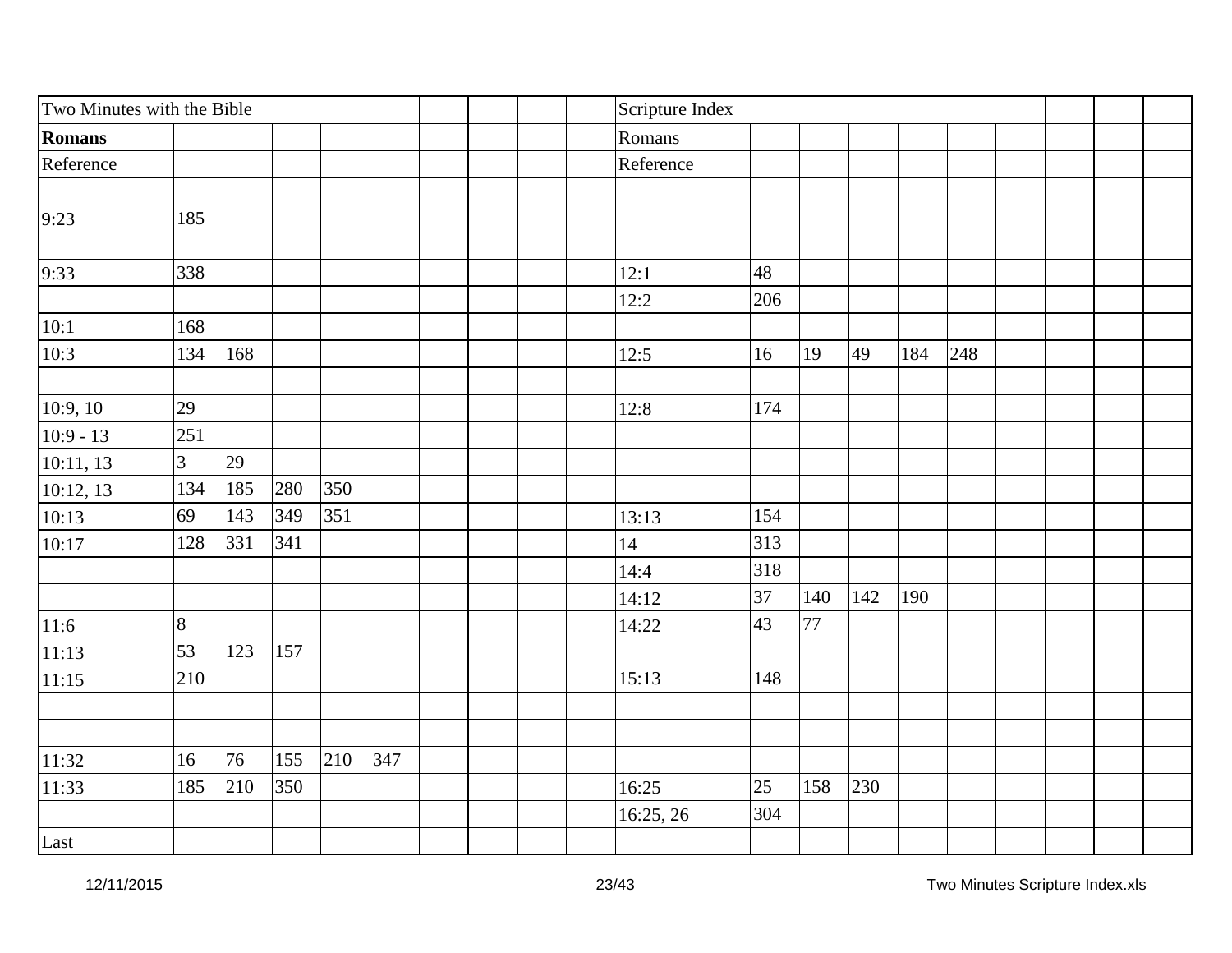| Two Minutes with the Bible | | | | | | | | | | Scripture Index | | | | | | | | | |
|---|---|---|---|---|---|---|---|---|---|---|---|---|---|---|---|---|---|---|---|
| **Romans** | | | | | | | | | | Romans | | | | | | | | | |
| Reference | | | | | | | | | | Reference | | | | | | | | | |
| | | | | | | | | | | | | | | | | | | | |
| 9:23 | 185 | | | | | | | | | | | | | | | | | | |
| | | | | | | | | | | | | | | | | | | | |
| 9:33 | 338 | | | | | | | | | 12:1 | 48 | | | | | | | | |
| | | | | | | | | | | 12:2 | 206 | | | | | | | | |
| 10:1 | 168 | | | | | | | | | | | | | | | | | | |
| 10:3 | 134 | 168 | | | | | | | | 12:5 | 16 | 19 | 49 | 184 | 248 | | | | |
| | | | | | | | | | | | | | | | | | | | |
| 10:9, 10 | 29 | | | | | | | | | 12:8 | 174 | | | | | | | | |
| 10:9 - 13 | 251 | | | | | | | | | | | | | | | | | | |
| 10:11, 13 | 3 | 29 | | | | | | | | | | | | | | | | | |
| 10:12, 13 | 134 | 185 | 280 | 350 | | | | | | | | | | | | | | | |
| 10:13 | 69 | 143 | 349 | 351 | | | | | | 13:13 | 154 | | | | | | | | |
| 10:17 | 128 | 331 | 341 | | | | | | | 14 | 313 | | | | | | | | |
| | | | | | | | | | | 14:4 | 318 | | | | | | | | |
| | | | | | | | | | | 14:12 | 37 | 140 | 142 | 190 | | | | | |
| 11:6 | 8 | | | | | | | | | 14:22 | 43 | 77 | | | | | | | |
| 11:13 | 53 | 123 | 157 | | | | | | | | | | | | | | | | |
| 11:15 | 210 | | | | | | | | | 15:13 | 148 | | | | | | | | |
| | | | | | | | | | | | | | | | | | | | |
| | | | | | | | | | | | | | | | | | | | |
| 11:32 | 16 | 76 | 155 | 210 | 347 | | | | | | | | | | | | | | |
| 11:33 | 185 | 210 | 350 | | | | | | | 16:25 | 25 | 158 | 230 | | | | | | |
| | | | | | | | | | | 16:25, 26 | 304 | | | | | | | | |
| Last | | | | | | | | | | | | | | | | | | | |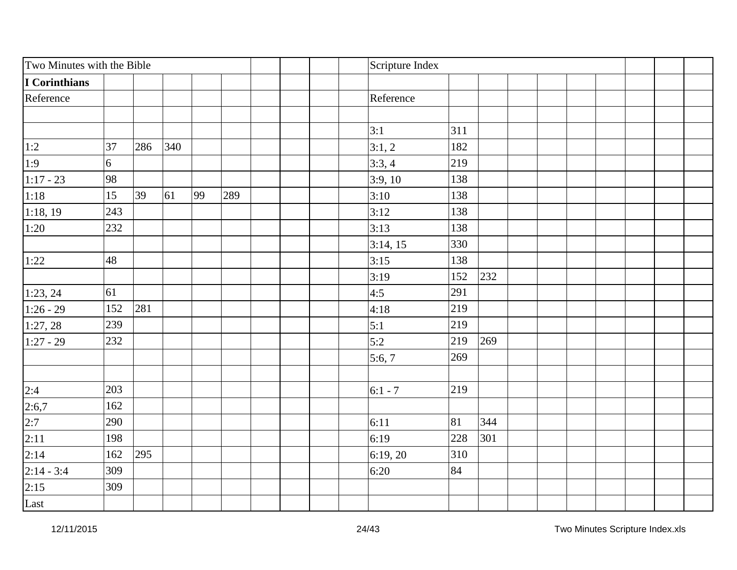| Two Minutes with the Bible | | | | | | | | | | Scripture Index | | | | | | | | | |
|---|---|---|---|---|---|---|---|---|---|---|---|---|---|---|---|---|---|---|---|
| **I Corinthians** | | | | | | | | | | | | | | | | | | | |
| Reference | | | | | | | | | | Reference | | | | | | | | | |
| | | | | | | | | | | | | | | | | | | | |
| | | | | | | | | | | 3:1 | 311 | | | | | | | | |
| 1:2 | 37 | 286 | 340 | | | | | | | 3:1, 2 | 182 | | | | | | | | |
| 1:9 | 6 | | | | | | | | | 3:3, 4 | 219 | | | | | | | | |
| 1:17 - 23 | 98 | | | | | | | | | 3:9, 10 | 138 | | | | | | | | |
| 1:18 | 15 | 39 | 61 | 99 | 289 | | | | | 3:10 | 138 | | | | | | | | |
| 1:18, 19 | 243 | | | | | | | | | 3:12 | 138 | | | | | | | | |
| 1:20 | 232 | | | | | | | | | 3:13 | 138 | | | | | | | | |
| | | | | | | | | | | 3:14, 15 | 330 | | | | | | | | |
| 1:22 | 48 | | | | | | | | | 3:15 | 138 | | | | | | | | |
| | | | | | | | | | | 3:19 | 152 | 232 | | | | | | | |
| 1:23, 24 | 61 | | | | | | | | | 4:5 | 291 | | | | | | | | |
| 1:26 - 29 | 152 | 281 | | | | | | | | 4:18 | 219 | | | | | | | | |
| 1:27, 28 | 239 | | | | | | | | | 5:1 | 219 | | | | | | | | |
| 1:27 - 29 | 232 | | | | | | | | | 5:2 | 219 | 269 | | | | | | | |
| | | | | | | | | | | 5:6, 7 | 269 | | | | | | | | |
| | | | | | | | | | | | | | | | | | | | |
| 2:4 | 203 | | | | | | | | | 6:1 - 7 | 219 | | | | | | | | |
| 2:6,7 | 162 | | | | | | | | | | | | | | | | | | |
| 2:7 | 290 | | | | | | | | | 6:11 | 81 | 344 | | | | | | | |
| 2:11 | 198 | | | | | | | | | 6:19 | 228 | 301 | | | | | | | |
| 2:14 | 162 | 295 | | | | | | | | 6:19, 20 | 310 | | | | | | | | |
| 2:14 - 3:4 | 309 | | | | | | | | | 6:20 | 84 | | | | | | | | |
| 2:15 | 309 | | | | | | | | | | | | | | | | | | |
| Last | | | | | | | | | | | | | | | | | | | |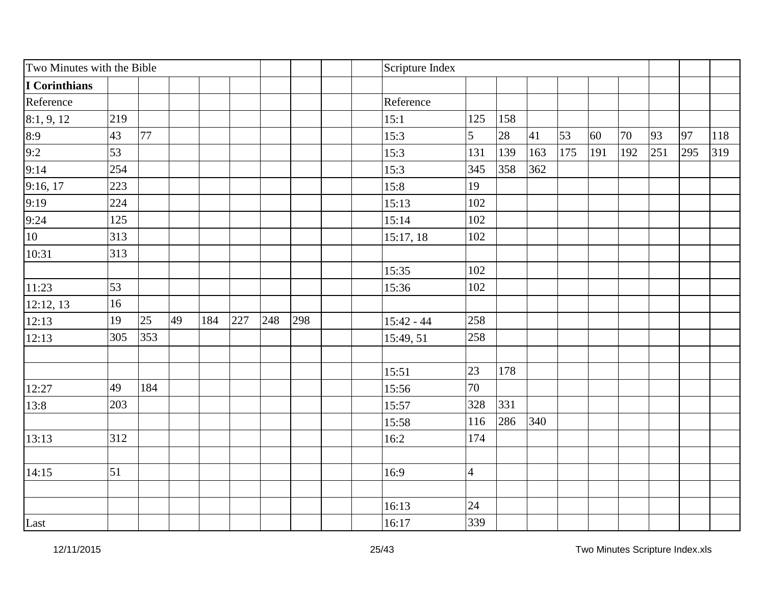| Two Minutes with the Bible | | | | | | | | | | Scripture Index | | | | | | | | | |
|---|---|---|---|---|---|---|---|---|---|---|---|---|---|---|---|---|---|---|---|
| **I Corinthians** | | | | | | | | | | | | | | | | | | | |
| Reference | | | | | | | | | | Reference | | | | | | | | | |
| 8:1, 9, 12 | 219 | | | | | | | | | 15:1 | 125 | 158 | | | | | | | |
| 8:9 | 43 | 77 | | | | | | | | 15:3 | 5 | 28 | 41 | 53 | 60 | 70 | 93 | 97 | 118 |
| 9:2 | 53 | | | | | | | | | 15:3 | 131 | 139 | 163 | 175 | 191 | 192 | 251 | 295 | 319 |
| 9:14 | 254 | | | | | | | | | 15:3 | 345 | 358 | 362 | | | | | | |
| 9:16, 17 | 223 | | | | | | | | | 15:8 | 19 | | | | | | | | |
| 9:19 | 224 | | | | | | | | | 15:13 | 102 | | | | | | | | |
| 9:24 | 125 | | | | | | | | | 15:14 | 102 | | | | | | | | |
| 10 | 313 | | | | | | | | | 15:17, 18 | 102 | | | | | | | | |
| 10:31 | 313 | | | | | | | | | | | | | | | | | | |
| | | | | | | | | | | 15:35 | 102 | | | | | | | | |
| 11:23 | 53 | | | | | | | | | 15:36 | 102 | | | | | | | | |
| 12:12, 13 | 16 | | | | | | | | | | | | | | | | | | |
| 12:13 | 19 | 25 | 49 | 184 | 227 | 248 | 298 | | | 15:42 - 44 | 258 | | | | | | | | |
| 12:13 | 305 | 353 | | | | | | | | 15:49, 51 | 258 | | | | | | | | |
| | | | | | | | | | | | | | | | | | | | |
| | | | | | | | | | | 15:51 | 23 | 178 | | | | | | | |
| 12:27 | 49 | 184 | | | | | | | | 15:56 | 70 | | | | | | | | |
| 13:8 | 203 | | | | | | | | | 15:57 | 328 | 331 | | | | | | | |
| | | | | | | | | | | 15:58 | 116 | 286 | 340 | | | | | | |
| 13:13 | 312 | | | | | | | | | 16:2 | 174 | | | | | | | | |
| | | | | | | | | | | | | | | | | | | | |
| 14:15 | 51 | | | | | | | | | 16:9 | 4 | | | | | | | | |
| | | | | | | | | | | | | | | | | | | | |
| | | | | | | | | | | 16:13 | 24 | | | | | | | | |
| Last | | | | | | | | | | 16:17 | 339 | | | | | | | | |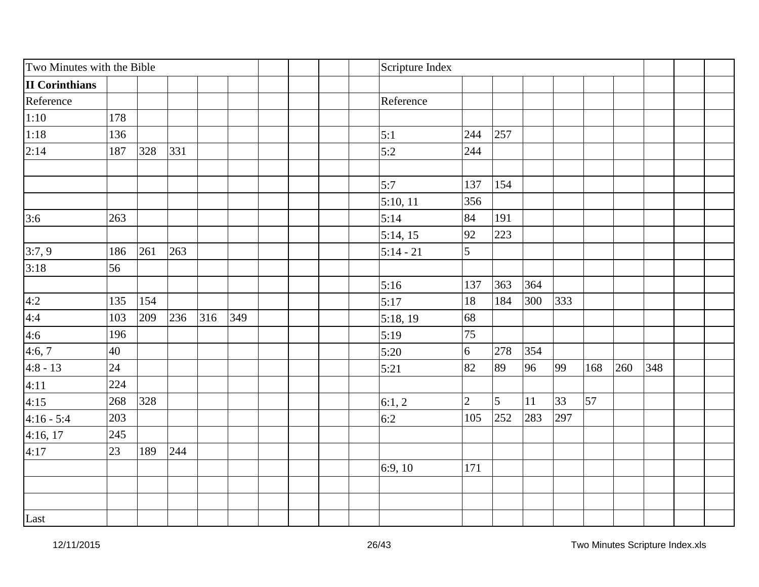| Two Minutes with the Bible | | | | | | | | | | Scripture Index | | | | | | | | | | |
|---|---|---|---|---|---|---|---|---|---|---|---|---|---|---|---|---|---|---|---|---|
| **II Corinthians** | | | | | | | | | | | | | | | | | | | | |
| Reference | | | | | | | | | | Reference | | | | | | | | | | |
| 1:10 | 178 | | | | | | | | | | | | | | | | | | | |
| 1:18 | 136 | | | | | | | | | 5:1 | 244 | 257 | | | | | | | | |
| 2:14 | 187 | 328 | 331 | | | | | | | 5:2 | 244 | | | | | | | | | |
| | | | | | | | | | | | | | | | | | | | | |
| | | | | | | | | | | 5:7 | 137 | 154 | | | | | | | | |
| | | | | | | | | | | 5:10, 11 | 356 | | | | | | | | | |
| 3:6 | 263 | | | | | | | | | 5:14 | 84 | 191 | | | | | | | | |
| | | | | | | | | | | 5:14, 15 | 92 | 223 | | | | | | | | |
| 3:7, 9 | 186 | 261 | 263 | | | | | | | 5:14 - 21 | 5 | | | | | | | | | |
| 3:18 | 56 | | | | | | | | | | | | | | | | | | | |
| | | | | | | | | | | 5:16 | 137 | 363 | 364 | | | | | | | |
| 4:2 | 135 | 154 | | | | | | | | 5:17 | 18 | 184 | 300 | 333 | | | | | | |
| 4:4 | 103 | 209 | 236 | 316 | 349 | | | | | 5:18, 19 | 68 | | | | | | | | | |
| 4:6 | 196 | | | | | | | | | 5:19 | 75 | | | | | | | | | |
| 4:6, 7 | 40 | | | | | | | | | 5:20 | 6 | 278 | 354 | | | | | | | |
| 4:8 - 13 | 24 | | | | | | | | | 5:21 | 82 | 89 | 96 | 99 | 168 | 260 | 348 | | | |
| 4:11 | 224 | | | | | | | | | | | | | | | | | | | |
| 4:15 | 268 | 328 | | | | | | | | 6:1, 2 | 2 | 5 | 11 | 33 | 57 | | | | | |
| 4:16 - 5:4 | 203 | | | | | | | | | 6:2 | 105 | 252 | 283 | 297 | | | | | | |
| 4:16, 17 | 245 | | | | | | | | | | | | | | | | | | | |
| 4:17 | 23 | 189 | 244 | | | | | | | | | | | | | | | | | |
| | | | | | | | | | | 6:9, 10 | 171 | | | | | | | | | |
| | | | | | | | | | | | | | | | | | | | | |
| | | | | | | | | | | | | | | | | | | | | |
| Last | | | | | | | | | | | | | | | | | | | | |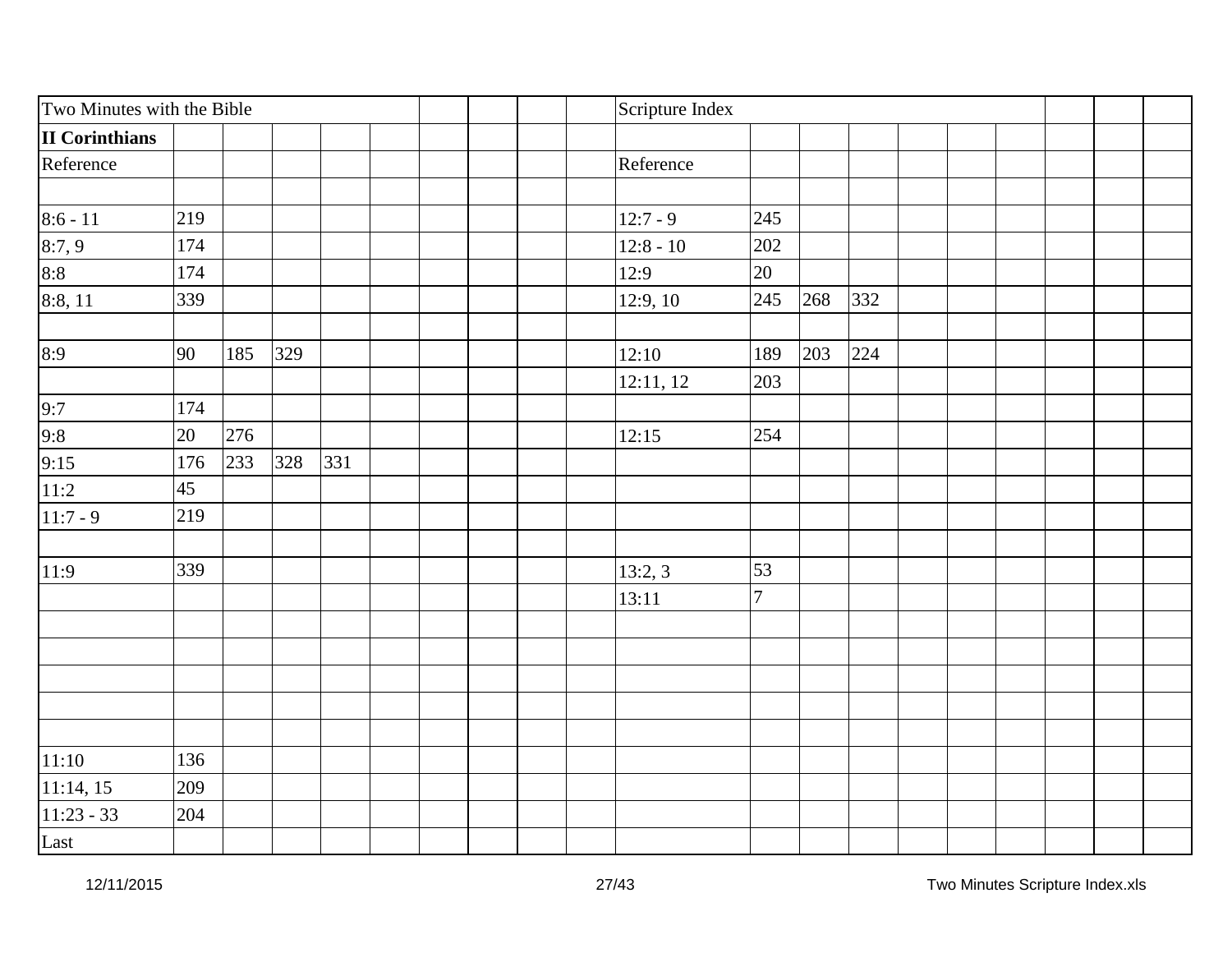| Two Minutes with the Bible | | | | | | | | | | Scripture Index | | | | | | | | | |
|---|---|---|---|---|---|---|---|---|---|---|---|---|---|---|---|---|---|---|---|
| **II Corinthians** | | | | | | | | | | | | | | | | | | | |
| Reference | | | | | | | | | | Reference | | | | | | | | | |
| | | | | | | | | | | | | | | | | | | | |
| 8:6 - 11 | 219 | | | | | | | | | 12:7 - 9 | 245 | | | | | | | | |
| 8:7, 9 | 174 | | | | | | | | | 12:8 - 10 | 202 | | | | | | | | |
| 8:8 | 174 | | | | | | | | | 12:9 | 20 | | | | | | | | |
| 8:8, 11 | 339 | | | | | | | | | 12:9, 10 | 245 | 268 | 332 | | | | | | |
| | | | | | | | | | | | | | | | | | | | |
| 8:9 | 90 | 185 | 329 | | | | | | | 12:10 | 189 | 203 | 224 | | | | | | |
| | | | | | | | | | | 12:11, 12 | 203 | | | | | | | | |
| 9:7 | 174 | | | | | | | | | | | | | | | | | | |
| 9:8 | 20 | 276 | | | | | | | | 12:15 | 254 | | | | | | | | |
| 9:15 | 176 | 233 | 328 | 331 | | | | | | | | | | | | | | | |
| 11:2 | 45 | | | | | | | | | | | | | | | | | | |
| 11:7 - 9 | 219 | | | | | | | | | | | | | | | | | | |
| | | | | | | | | | | | | | | | | | | | |
| 11:9 | 339 | | | | | | | | | 13:2, 3 | 53 | | | | | | | | |
| | | | | | | | | | | 13:11 | 7 | | | | | | | | |
| | | | | | | | | | | | | | | | | | | | |
| | | | | | | | | | | | | | | | | | | | |
| | | | | | | | | | | | | | | | | | | | |
| | | | | | | | | | | | | | | | | | | | |
| | | | | | | | | | | | | | | | | | | | |
| 11:10 | 136 | | | | | | | | | | | | | | | | | | |
| 11:14, 15 | 209 | | | | | | | | | | | | | | | | | | |
| 11:23 - 33 | 204 | | | | | | | | | | | | | | | | | | |
| Last | | | | | | | | | | | | | | | | | | | |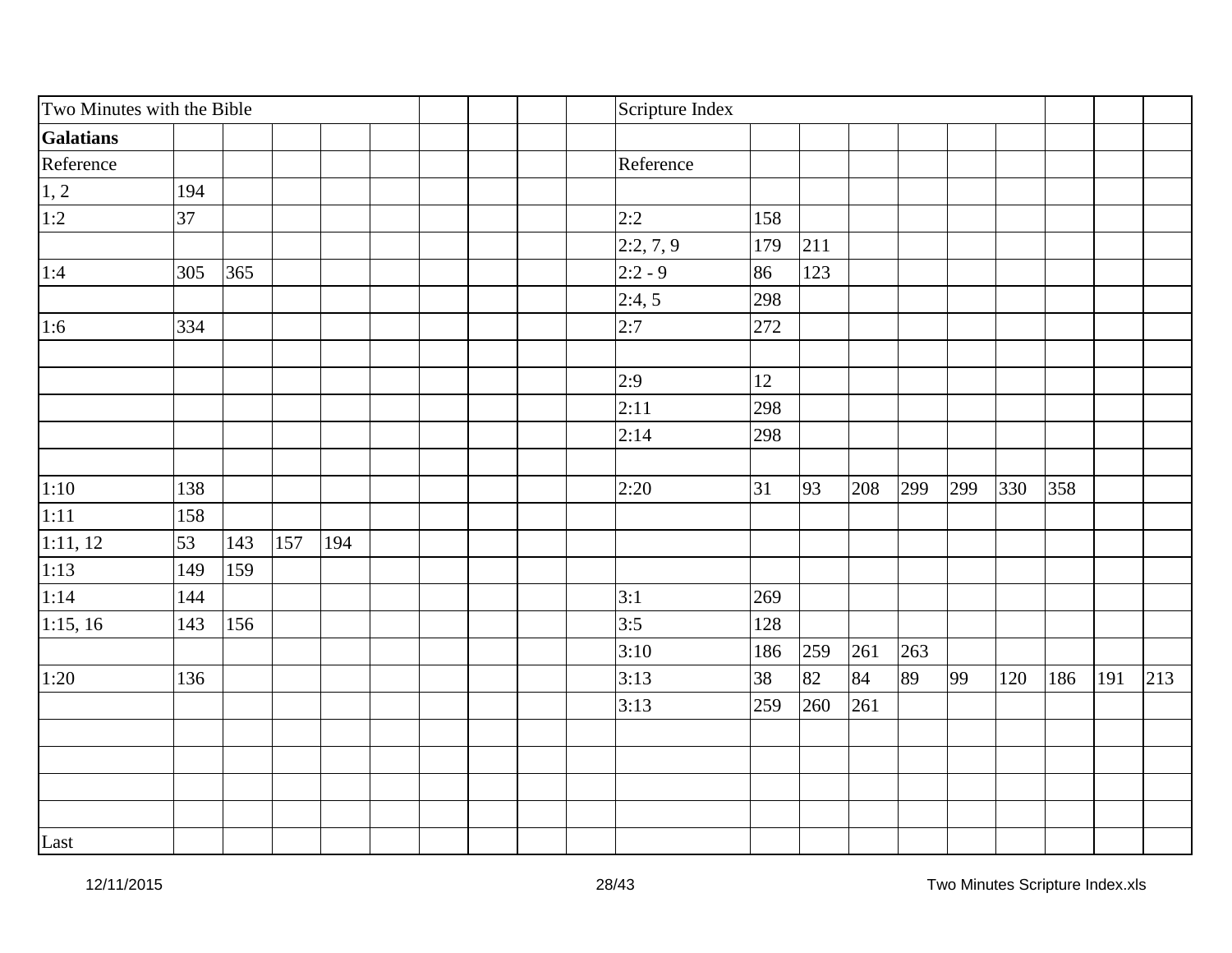| Two Minutes with the Bible | | | | | | | | | | Scripture Index | | | | | | | | | |
|---|---|---|---|---|---|---|---|---|---|---|---|---|---|---|---|---|---|---|---|
| **Galatians** | | | | | | | | | | | | | | | | | | | |
| Reference | | | | | | | | | | Reference | | | | | | | | | |
| 1, 2 | 194 | | | | | | | | | | | | | | | | | | |
| 1:2 | 37 | | | | | | | | | 2:2 | 158 | | | | | | | | |
| | | | | | | | | | | 2:2, 7, 9 | 179 | 211 | | | | | | | |
| 1:4 | 305 | 365 | | | | | | | | 2:2 - 9 | 86 | 123 | | | | | | | |
| | | | | | | | | | | 2:4, 5 | 298 | | | | | | | | |
| 1:6 | 334 | | | | | | | | | 2:7 | 272 | | | | | | | | |
| | | | | | | | | | | | | | | | | | | | |
| | | | | | | | | | | 2:9 | 12 | | | | | | | | |
| | | | | | | | | | | 2:11 | 298 | | | | | | | | |
| | | | | | | | | | | 2:14 | 298 | | | | | | | | |
| | | | | | | | | | | | | | | | | | | | |
| 1:10 | 138 | | | | | | | | | 2:20 | 31 | 93 | 208 | 299 | 299 | 330 | 358 | | |
| 1:11 | 158 | | | | | | | | | | | | | | | | | | |
| 1:11, 12 | 53 | 143 | 157 | 194 | | | | | | | | | | | | | | | |
| 1:13 | 149 | 159 | | | | | | | | | | | | | | | | | |
| 1:14 | 144 | | | | | | | | | 3:1 | 269 | | | | | | | | |
| 1:15, 16 | 143 | 156 | | | | | | | | 3:5 | 128 | | | | | | | | |
| | | | | | | | | | | 3:10 | 186 | 259 | 261 | 263 | | | | | |
| 1:20 | 136 | | | | | | | | | 3:13 | 38 | 82 | 84 | 89 | 99 | 120 | 186 | 191 | 213 |
| | | | | | | | | | | 3:13 | 259 | 260 | 261 | | | | | | |
| | | | | | | | | | | | | | | | | | | | |
| | | | | | | | | | | | | | | | | | | | |
| | | | | | | | | | | | | | | | | | | | |
| | | | | | | | | | | | | | | | | | | | |
| Last | | | | | | | | | | | | | | | | | | | |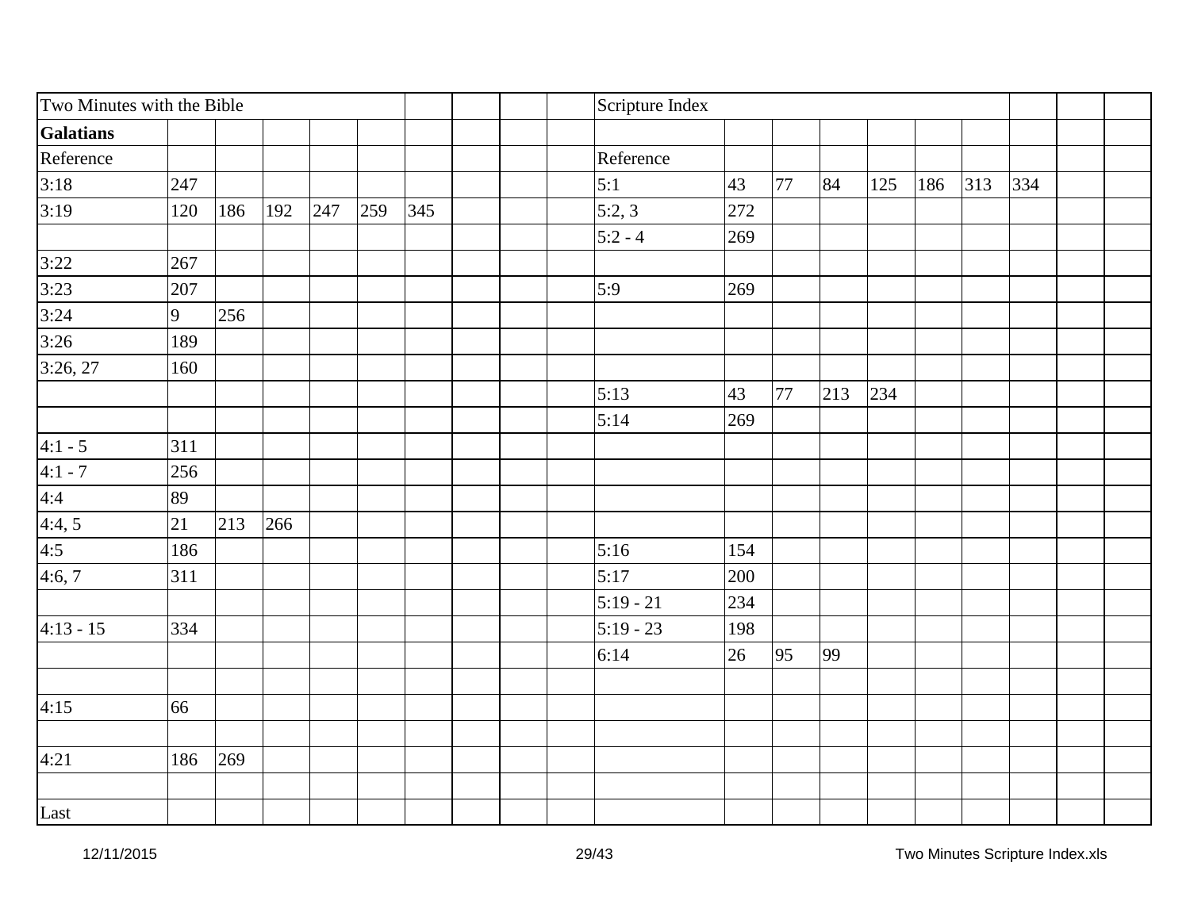| Two Minutes with the Bible | | | | | | | | | | Scripture Index | | | | | | | | | |
|---|---|---|---|---|---|---|---|---|---|---|---|---|---|---|---|---|---|---|---|
| **Galatians** | | | | | | | | | | | | | | | | | | | |
| Reference | | | | | | | | | | Reference | | | | | | | | | |
| 3:18 | 247 | | | | | | | | | 5:1 | 43 | 77 | 84 | 125 | 186 | 313 | 334 | | |
| 3:19 | 120 | 186 | 192 | 247 | 259 | 345 | | | | 5:2, 3 | 272 | | | | | | | | |
| | | | | | | | | | | 5:2 - 4 | 269 | | | | | | | | |
| 3:22 | 267 | | | | | | | | | | | | | | | | | | |
| 3:23 | 207 | | | | | | | | | 5:9 | 269 | | | | | | | | |
| 3:24 | 9 | 256 | | | | | | | | | | | | | | | | | |
| 3:26 | 189 | | | | | | | | | | | | | | | | | | |
| 3:26, 27 | 160 | | | | | | | | | | | | | | | | | | |
| | | | | | | | | | | 5:13 | 43 | 77 | 213 | 234 | | | | | |
| | | | | | | | | | | 5:14 | 269 | | | | | | | | |
| 4:1 - 5 | 311 | | | | | | | | | | | | | | | | | | |
| 4:1 - 7 | 256 | | | | | | | | | | | | | | | | | | |
| 4:4 | 89 | | | | | | | | | | | | | | | | | | |
| 4:4, 5 | 21 | 213 | 266 | | | | | | | | | | | | | | | | |
| 4:5 | 186 | | | | | | | | | 5:16 | 154 | | | | | | | | |
| 4:6, 7 | 311 | | | | | | | | | 5:17 | 200 | | | | | | | | |
| | | | | | | | | | | 5:19 - 21 | 234 | | | | | | | | |
| 4:13 - 15 | 334 | | | | | | | | | 5:19 - 23 | 198 | | | | | | | | |
| | | | | | | | | | | 6:14 | 26 | 95 | 99 | | | | | | |
| | | | | | | | | | | | | | | | | | | | |
| 4:15 | 66 | | | | | | | | | | | | | | | | | | |
| | | | | | | | | | | | | | | | | | | | |
| 4:21 | 186 | 269 | | | | | | | | | | | | | | | | | |
| | | | | | | | | | | | | | | | | | | | |
| Last | | | | | | | | | | | | | | | | | | | |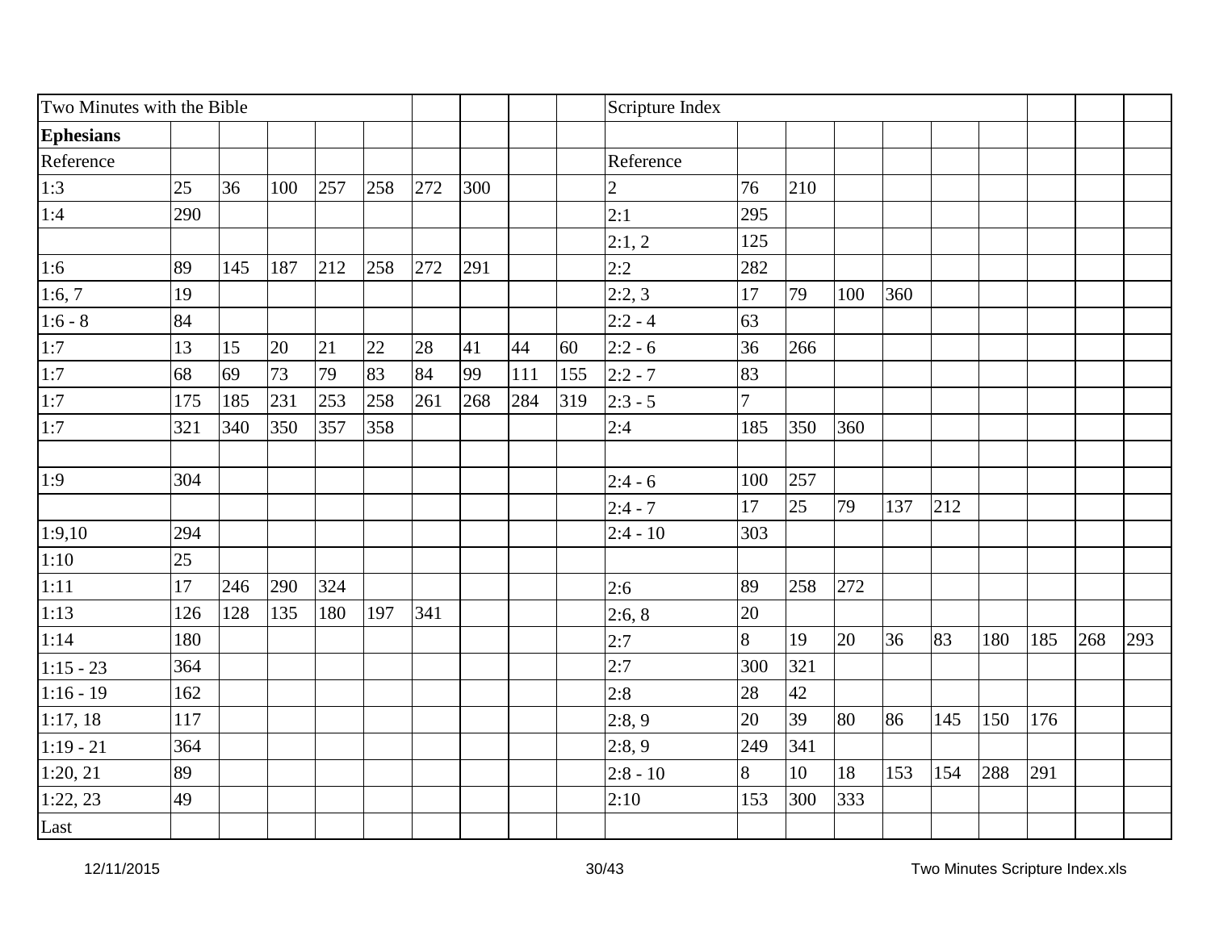| Two Minutes with the Bible | | | | | | | | | | Scripture Index | | | | | | | | | |
|---|---|---|---|---|---|---|---|---|---|---|---|---|---|---|---|---|---|---|---|
| **Ephesians** | | | | | | | | | | | | | | | | | | | |
| Reference | | | | | | | | | | Reference | | | | | | | | | |
| 1:3 | 25 | 36 | 100 | 257 | 258 | 272 | 300 | | | 2 | 76 | 210 | | | | | | | |
| 1:4 | 290 | | | | | | | | | 2:1 | 295 | | | | | | | | |
| | | | | | | | | | | 2:1, 2 | 125 | | | | | | | | |
| 1:6 | 89 | 145 | 187 | 212 | 258 | 272 | 291 | | | 2:2 | 282 | | | | | | | | |
| 1:6, 7 | 19 | | | | | | | | | 2:2, 3 | 17 | 79 | 100 | 360 | | | | | |
| 1:6 - 8 | 84 | | | | | | | | | 2:2 - 4 | 63 | | | | | | | | |
| 1:7 | 13 | 15 | 20 | 21 | 22 | 28 | 41 | 44 | 60 | 2:2 - 6 | 36 | 266 | | | | | | | |
| 1:7 | 68 | 69 | 73 | 79 | 83 | 84 | 99 | 111 | 155 | 2:2 - 7 | 83 | | | | | | | | |
| 1:7 | 175 | 185 | 231 | 253 | 258 | 261 | 268 | 284 | 319 | 2:3 - 5 | 7 | | | | | | | | |
| 1:7 | 321 | 340 | 350 | 357 | 358 | | | | | 2:4 | 185 | 350 | 360 | | | | | | |
| | | | | | | | | | | | | | | | | | | | |
| 1:9 | 304 | | | | | | | | | 2:4 - 6 | 100 | 257 | | | | | | | |
| | | | | | | | | | | 2:4 - 7 | 17 | 25 | 79 | 137 | 212 | | | | |
| 1:9,10 | 294 | | | | | | | | | 2:4 - 10 | 303 | | | | | | | | |
| 1:10 | 25 | | | | | | | | | | | | | | | | | | |
| 1:11 | 17 | 246 | 290 | 324 | | | | | | 2:6 | 89 | 258 | 272 | | | | | | |
| 1:13 | 126 | 128 | 135 | 180 | 197 | 341 | | | | 2:6, 8 | 20 | | | | | | | | |
| 1:14 | 180 | | | | | | | | | 2:7 | 8 | 19 | 20 | 36 | 83 | 180 | 185 | 268 | 293 |
| 1:15 - 23 | 364 | | | | | | | | | 2:7 | 300 | 321 | | | | | | | |
| 1:16 - 19 | 162 | | | | | | | | | 2:8 | 28 | 42 | | | | | | | |
| 1:17, 18 | 117 | | | | | | | | | 2:8, 9 | 20 | 39 | 80 | 86 | 145 | 150 | 176 | | |
| 1:19 - 21 | 364 | | | | | | | | | 2:8, 9 | 249 | 341 | | | | | | | |
| 1:20, 21 | 89 | | | | | | | | | 2:8 - 10 | 8 | 10 | 18 | 153 | 154 | 288 | 291 | | |
| 1:22, 23 | 49 | | | | | | | | | 2:10 | 153 | 300 | 333 | | | | | | |
| Last | | | | | | | | | | | | | | | | | | | |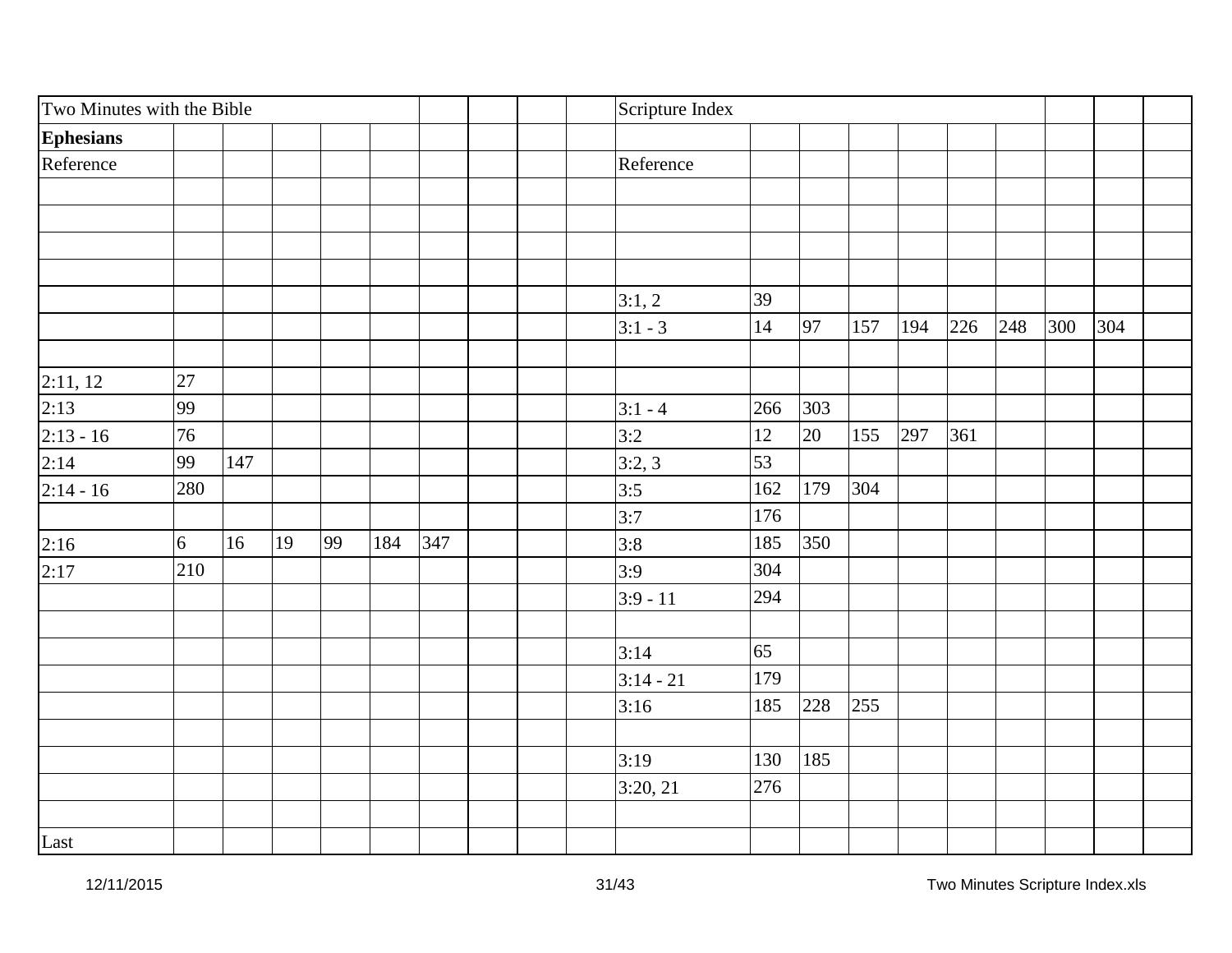| Two Minutes with the Bible | | | | | | | | | | Scripture Index | | | | | | | | | |
|---|---|---|---|---|---|---|---|---|---|---|---|---|---|---|---|---|---|---|---|
| **Ephesians** | | | | | | | | | | | | | | | | | | | |
| Reference | | | | | | | | | | Reference | | | | | | | | | |
| | | | | | | | | | | | | | | | | | | | |
| | | | | | | | | | | | | | | | | | | | |
| | | | | | | | | | | | | | | | | | | | |
| | | | | | | | | | | | | | | | | | | | |
| | | | | | | | | | | 3:1, 2 | 39 | | | | | | | | |
| | | | | | | | | | | 3:1 - 3 | 14 | 97 | 157 | 194 | 226 | 248 | 300 | 304 | |
| | | | | | | | | | | | | | | | | | | | |
| 2:11, 12 | 27 | | | | | | | | | | | | | | | | | | |
| 2:13 | 99 | | | | | | | | | 3:1 - 4 | 266 | 303 | | | | | | | |
| 2:13 - 16 | 76 | | | | | | | | | 3:2 | 12 | 20 | 155 | 297 | 361 | | | | |
| 2:14 | 99 | 147 | | | | | | | | 3:2, 3 | 53 | | | | | | | | |
| 2:14 - 16 | 280 | | | | | | | | | 3:5 | 162 | 179 | 304 | | | | | | |
| | | | | | | | | | | 3:7 | 176 | | | | | | | | |
| 2:16 | 6 | 16 | 19 | 99 | 184 | 347 | | | | 3:8 | 185 | 350 | | | | | | | |
| 2:17 | 210 | | | | | | | | | 3:9 | 304 | | | | | | | | |
| | | | | | | | | | | 3:9 - 11 | 294 | | | | | | | | |
| | | | | | | | | | | | | | | | | | | | |
| | | | | | | | | | | 3:14 | 65 | | | | | | | | |
| | | | | | | | | | | 3:14 - 21 | 179 | | | | | | | | |
| | | | | | | | | | | 3:16 | 185 | 228 | 255 | | | | | | |
| | | | | | | | | | | | | | | | | | | | |
| | | | | | | | | | | 3:19 | 130 | 185 | | | | | | | |
| | | | | | | | | | | 3:20, 21 | 276 | | | | | | | | |
| | | | | | | | | | | | | | | | | | | | |
| Last | | | | | | | | | | | | | | | | | | | |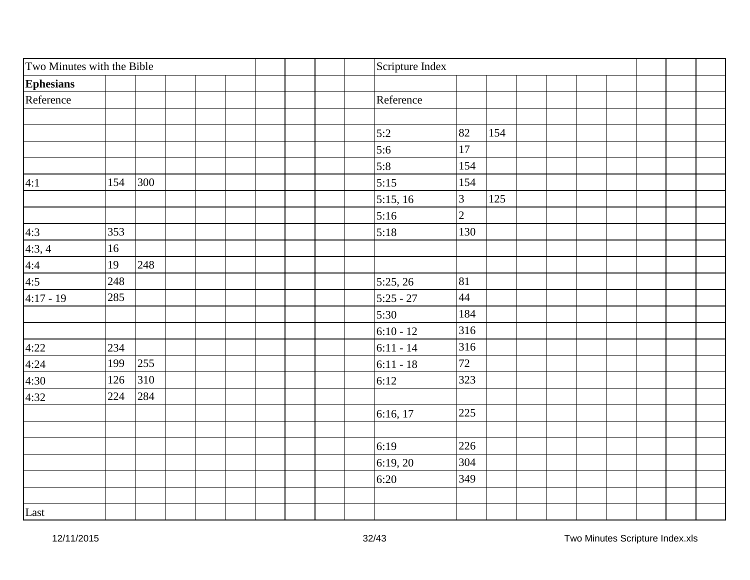| Two Minutes with the Bible | | | | | | | | | | Scripture Index | | | | | | | | | |
|---|---|---|---|---|---|---|---|---|---|---|---|---|---|---|---|---|---|---|---|
| **Ephesians** | | | | | | | | | | | | | | | | | | | |
| Reference | | | | | | | | | | Reference | | | | | | | | | |
| | | | | | | | | | | | | | | | | | | | |
| | | | | | | | | | | 5:2 | 82 | 154 | | | | | | | |
| | | | | | | | | | | 5:6 | 17 | | | | | | | | |
| | | | | | | | | | | 5:8 | 154 | | | | | | | | |
| 4:1 | 154 | 300 | | | | | | | | 5:15 | 154 | | | | | | | | |
| | | | | | | | | | | 5:15, 16 | 3 | 125 | | | | | | | |
| | | | | | | | | | | 5:16 | 2 | | | | | | | | |
| 4:3 | 353 | | | | | | | | | 5:18 | 130 | | | | | | | | |
| 4:3, 4 | 16 | | | | | | | | | | | | | | | | | | |
| 4:4 | 19 | 248 | | | | | | | | | | | | | | | | | |
| 4:5 | 248 | | | | | | | | | 5:25, 26 | 81 | | | | | | | | |
| 4:17 - 19 | 285 | | | | | | | | | 5:25 - 27 | 44 | | | | | | | | |
| | | | | | | | | | | 5:30 | 184 | | | | | | | | |
| | | | | | | | | | | 6:10 - 12 | 316 | | | | | | | | |
| 4:22 | 234 | | | | | | | | | 6:11 - 14 | 316 | | | | | | | | |
| 4:24 | 199 | 255 | | | | | | | | 6:11 - 18 | 72 | | | | | | | | |
| 4:30 | 126 | 310 | | | | | | | | 6:12 | 323 | | | | | | | | |
| 4:32 | 224 | 284 | | | | | | | | | | | | | | | | | |
| | | | | | | | | | | 6:16, 17 | 225 | | | | | | | | |
| | | | | | | | | | | | | | | | | | | | |
| | | | | | | | | | | 6:19 | 226 | | | | | | | | |
| | | | | | | | | | | 6:19, 20 | 304 | | | | | | | | |
| | | | | | | | | | | 6:20 | 349 | | | | | | | | |
| | | | | | | | | | | | | | | | | | | | |
| Last | | | | | | | | | | | | | | | | | | | |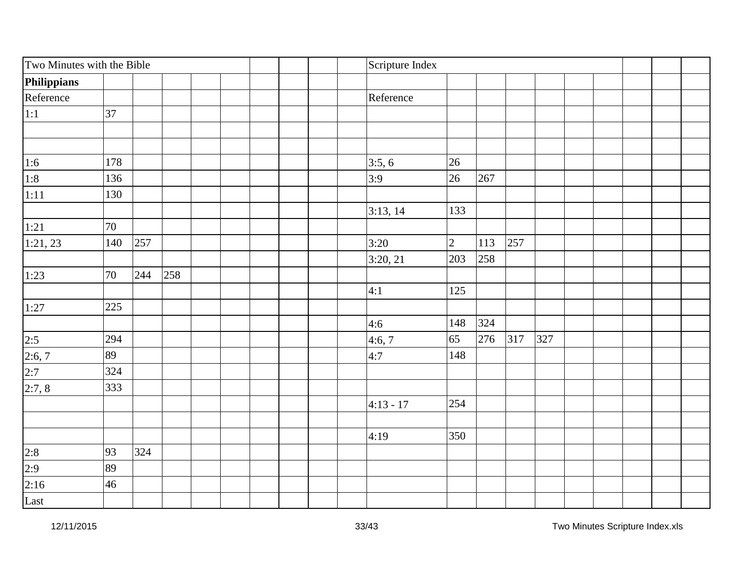| Two Minutes with the Bible | | | | | | | | | | Scripture Index | | | | | | | | | |
|---|---|---|---|---|---|---|---|---|---|---|---|---|---|---|---|---|---|---|---|
| **Philippians** | | | | | | | | | | | | | | | | | | | |
| Reference | | | | | | | | | | Reference | | | | | | | | | |
| 1:1 | 37 | | | | | | | | | | | | | | | | | | |
| | | | | | | | | | | | | | | | | | | | |
| | | | | | | | | | | | | | | | | | | | |
| 1:6 | 178 | | | | | | | | | 3:5, 6 | 26 | | | | | | | | |
| 1:8 | 136 | | | | | | | | | 3:9 | 26 | 267 | | | | | | | |
| 1:11 | 130 | | | | | | | | | | | | | | | | | | |
| | | | | | | | | | | 3:13, 14 | 133 | | | | | | | | |
| 1:21 | 70 | | | | | | | | | | | | | | | | | | |
| 1:21, 23 | 140 | 257 | | | | | | | | 3:20 | 2 | 113 | 257 | | | | | | |
| | | | | | | | | | | 3:20, 21 | 203 | 258 | | | | | | | |
| 1:23 | 70 | 244 | 258 | | | | | | | | | | | | | | | | |
| | | | | | | | | | | 4:1 | 125 | | | | | | | | |
| 1:27 | 225 | | | | | | | | | | | | | | | | | | |
| | | | | | | | | | | 4:6 | 148 | 324 | | | | | | | |
| 2:5 | 294 | | | | | | | | | 4:6, 7 | 65 | 276 | 317 | 327 | | | | | |
| 2:6, 7 | 89 | | | | | | | | | 4:7 | 148 | | | | | | | | |
| 2:7 | 324 | | | | | | | | | | | | | | | | | | |
| 2:7, 8 | 333 | | | | | | | | | | | | | | | | | | |
| | | | | | | | | | | 4:13 - 17 | 254 | | | | | | | | |
| | | | | | | | | | | | | | | | | | | | |
| | | | | | | | | | | 4:19 | 350 | | | | | | | | |
| 2:8 | 93 | 324 | | | | | | | | | | | | | | | | | |
| 2:9 | 89 | | | | | | | | | | | | | | | | | | |
| 2:16 | 46 | | | | | | | | | | | | | | | | | | |
| Last | | | | | | | | | | | | | | | | | | | |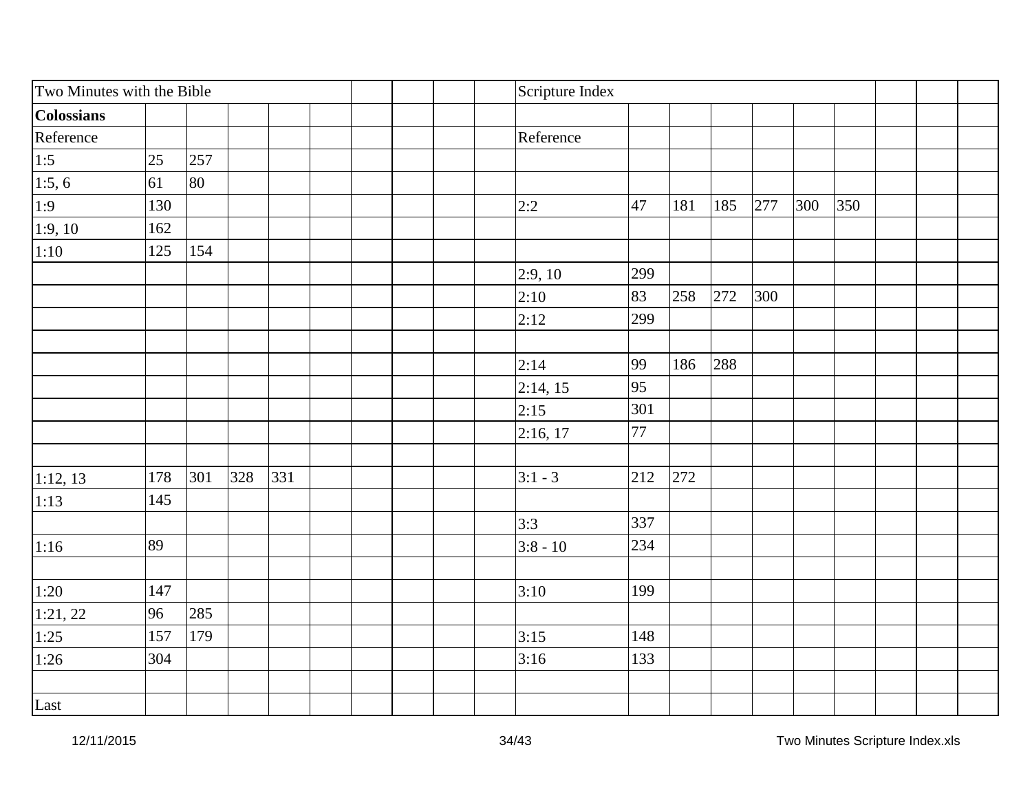| Two Minutes with the Bible | | | | | | | | | | Scripture Index | | | | | | | | | |
|---|---|---|---|---|---|---|---|---|---|---|---|---|---|---|---|---|---|---|---|
| **Colossians** | | | | | | | | | | | | | | | | | | | |
| Reference | | | | | | | | | | Reference | | | | | | | | | |
| 1:5 | 25 | 257 | | | | | | | | | | | | | | | | | |
| 1:5, 6 | 61 | 80 | | | | | | | | | | | | | | | | | |
| 1:9 | 130 | | | | | | | | | 2:2 | 47 | 181 | 185 | 277 | 300 | 350 | | | |
| 1:9, 10 | 162 | | | | | | | | | | | | | | | | | | |
| 1:10 | 125 | 154 | | | | | | | | | | | | | | | | | |
| | | | | | | | | | | 2:9, 10 | 299 | | | | | | | | |
| | | | | | | | | | | 2:10 | 83 | 258 | 272 | 300 | | | | | |
| | | | | | | | | | | 2:12 | 299 | | | | | | | | |
| | | | | | | | | | | | | | | | | | | | |
| | | | | | | | | | | 2:14 | 99 | 186 | 288 | | | | | | |
| | | | | | | | | | | 2:14, 15 | 95 | | | | | | | | |
| | | | | | | | | | | 2:15 | 301 | | | | | | | | |
| | | | | | | | | | | 2:16, 17 | 77 | | | | | | | | |
| | | | | | | | | | | | | | | | | | | | |
| 1:12, 13 | 178 | 301 | 328 | 331 | | | | | | 3:1 - 3 | 212 | 272 | | | | | | | |
| 1:13 | 145 | | | | | | | | | | | | | | | | | | |
| | | | | | | | | | | 3:3 | 337 | | | | | | | | |
| 1:16 | 89 | | | | | | | | | 3:8 - 10 | 234 | | | | | | | | |
| | | | | | | | | | | | | | | | | | | | |
| 1:20 | 147 | | | | | | | | | 3:10 | 199 | | | | | | | | |
| 1:21, 22 | 96 | 285 | | | | | | | | | | | | | | | | | |
| 1:25 | 157 | 179 | | | | | | | | 3:15 | 148 | | | | | | | | |
| 1:26 | 304 | | | | | | | | | 3:16 | 133 | | | | | | | | |
| | | | | | | | | | | | | | | | | | | | |
| Last | | | | | | | | | | | | | | | | | | | |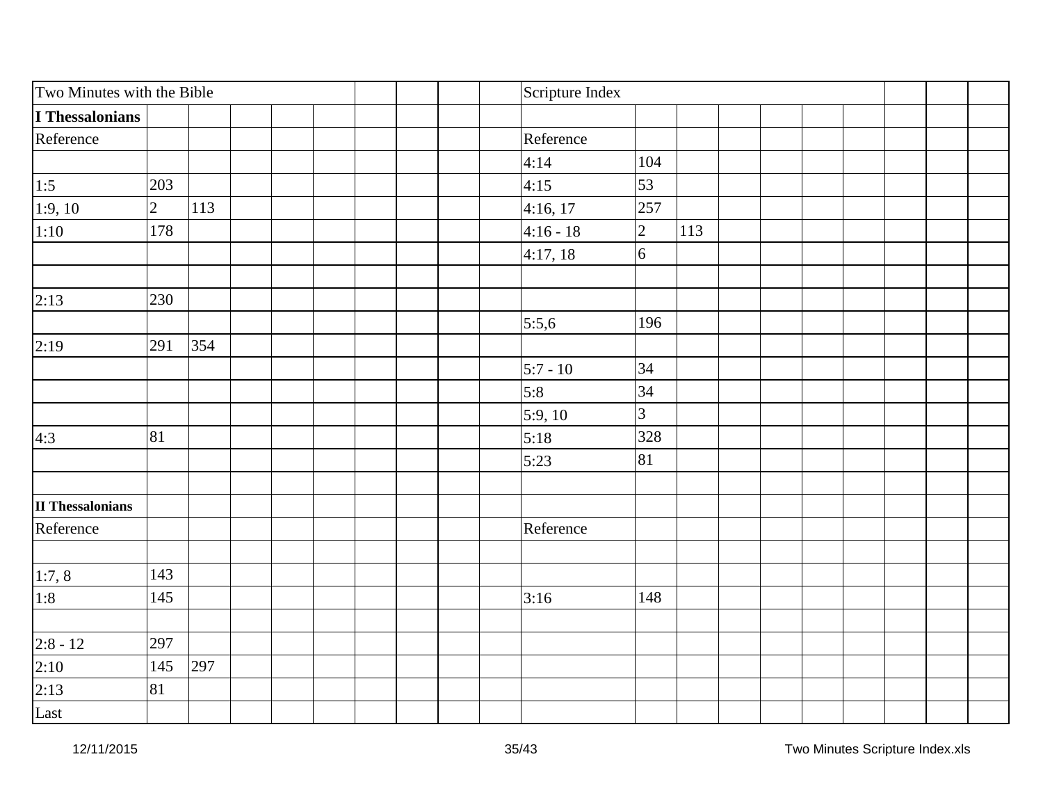Two Minutes with the Bible — Scripture Index

## I Thessalonians

| Reference | | | Reference | | |
|---|---|---|---|---|---|
| | | | 4:14 | 104 | |
| 1:5 | 203 | | 4:15 | 53 | |
| 1:9, 10 | 2 | 113 | 4:16, 17 | 257 | |
| 1:10 | 178 | | 4:16 - 18 | 2 | 113 |
| | | | 4:17, 18 | 6 | |
| | | | | | |
| 2:13 | 230 | | | | |
| | | | 5:5,6 | 196 | |
| 2:19 | 291 | 354 | | | |
| | | | 5:7 - 10 | 34 | |
| | | | 5:8 | 34 | |
| | | | 5:9, 10 | 3 | |
| 4:3 | 81 | | 5:18 | 328 | |
| | | | 5:23 | 81 | |

## II Thessalonians

| Reference | | | Reference | |
|---|---|---|---|---|
| | | | | |
| 1:7, 8 | 143 | | | |
| 1:8 | 145 | | 3:16 | 148 |
| | | | | |
| 2:8 - 12 | 297 | | | |
| 2:10 | 145 | 297 | | |
| 2:13 | 81 | | | |
| Last | | | | |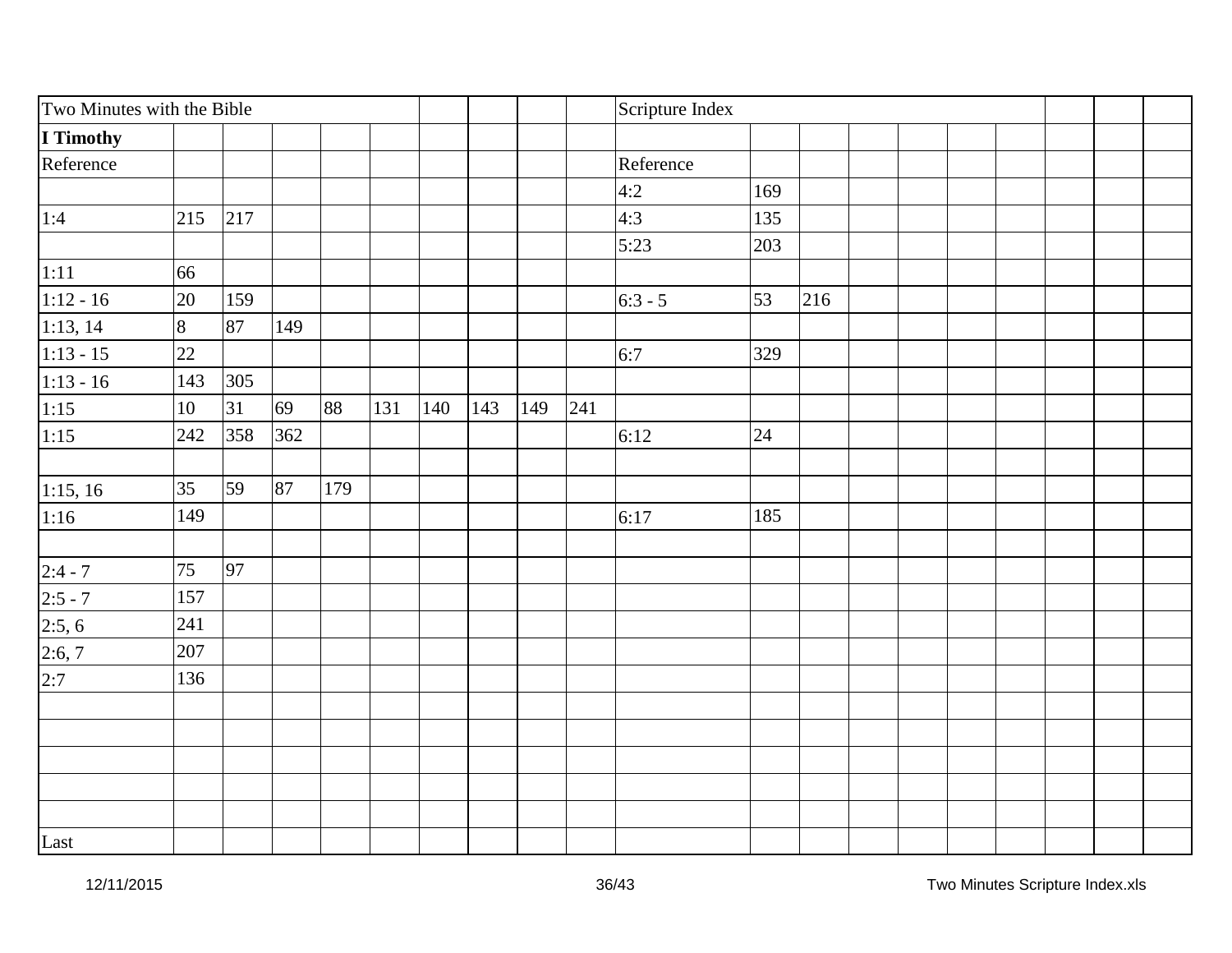| Two Minutes with the Bible | | | | | | | | | | Scripture Index | | | | | | | | | |
|---|---|---|---|---|---|---|---|---|---|---|---|---|---|---|---|---|---|---|---|
| **I Timothy** | | | | | | | | | | | | | | | | | | | |
| Reference | | | | | | | | | | Reference | | | | | | | | | |
| | | | | | | | | | | 4:2 | 169 | | | | | | | | |
| 1:4 | 215 | 217 | | | | | | | | 4:3 | 135 | | | | | | | | |
| | | | | | | | | | | 5:23 | 203 | | | | | | | | |
| 1:11 | 66 | | | | | | | | | | | | | | | | | | |
| 1:12 - 16 | 20 | 159 | | | | | | | | 6:3 - 5 | 53 | 216 | | | | | | | |
| 1:13, 14 | 8 | 87 | 149 | | | | | | | | | | | | | | | | |
| 1:13 - 15 | 22 | | | | | | | | | 6:7 | 329 | | | | | | | | |
| 1:13 - 16 | 143 | 305 | | | | | | | | | | | | | | | | | |
| 1:15 | 10 | 31 | 69 | 88 | 131 | 140 | 143 | 149 | 241 | | | | | | | | | | |
| 1:15 | 242 | 358 | 362 | | | | | | | 6:12 | 24 | | | | | | | | |
| | | | | | | | | | | | | | | | | | | | |
| 1:15, 16 | 35 | 59 | 87 | 179 | | | | | | | | | | | | | | | |
| 1:16 | 149 | | | | | | | | | 6:17 | 185 | | | | | | | | |
| | | | | | | | | | | | | | | | | | | | |
| 2:4 - 7 | 75 | 97 | | | | | | | | | | | | | | | | | |
| 2:5 - 7 | 157 | | | | | | | | | | | | | | | | | | |
| 2:5, 6 | 241 | | | | | | | | | | | | | | | | | | |
| 2:6, 7 | 207 | | | | | | | | | | | | | | | | | | |
| 2:7 | 136 | | | | | | | | | | | | | | | | | | |
| | | | | | | | | | | | | | | | | | | | |
| | | | | | | | | | | | | | | | | | | | |
| | | | | | | | | | | | | | | | | | | | |
| | | | | | | | | | | | | | | | | | | | |
| | | | | | | | | | | | | | | | | | | | |
| Last | | | | | | | | | | | | | | | | | | | |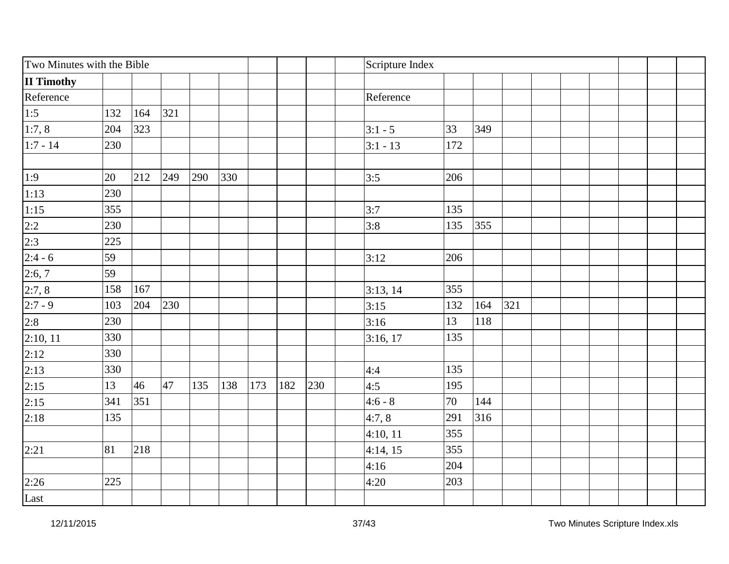| Two Minutes with the Bible | | | | | | | | | | Scripture Index | | | | | | | | | |
|---|---|---|---|---|---|---|---|---|---|---|---|---|---|---|---|---|---|---|---|
| **II Timothy** | | | | | | | | | | | | | | | | | | | |
| Reference | | | | | | | | | | Reference | | | | | | | | | |
| 1:5 | 132 | 164 | 321 | | | | | | | | | | | | | | | | |
| 1:7, 8 | 204 | 323 | | | | | | | | 3:1 - 5 | 33 | 349 | | | | | | | |
| 1:7 - 14 | 230 | | | | | | | | | 3:1 - 13 | 172 | | | | | | | | |
| | | | | | | | | | | | | | | | | | | | |
| 1:9 | 20 | 212 | 249 | 290 | 330 | | | | | 3:5 | 206 | | | | | | | | |
| 1:13 | 230 | | | | | | | | | | | | | | | | | | |
| 1:15 | 355 | | | | | | | | | 3:7 | 135 | | | | | | | | |
| 2:2 | 230 | | | | | | | | | 3:8 | 135 | 355 | | | | | | | |
| 2:3 | 225 | | | | | | | | | | | | | | | | | | |
| 2:4 - 6 | 59 | | | | | | | | | 3:12 | 206 | | | | | | | | |
| 2:6, 7 | 59 | | | | | | | | | | | | | | | | | | |
| 2:7, 8 | 158 | 167 | | | | | | | | 3:13, 14 | 355 | | | | | | | | |
| 2:7 - 9 | 103 | 204 | 230 | | | | | | | 3:15 | 132 | 164 | 321 | | | | | | |
| 2:8 | 230 | | | | | | | | | 3:16 | 13 | 118 | | | | | | | |
| 2:10, 11 | 330 | | | | | | | | | 3:16, 17 | 135 | | | | | | | | |
| 2:12 | 330 | | | | | | | | | | | | | | | | | | |
| 2:13 | 330 | | | | | | | | | 4:4 | 135 | | | | | | | | |
| 2:15 | 13 | 46 | 47 | 135 | 138 | 173 | 182 | 230 | | 4:5 | 195 | | | | | | | | |
| 2:15 | 341 | 351 | | | | | | | | 4:6 - 8 | 70 | 144 | | | | | | | |
| 2:18 | 135 | | | | | | | | | 4:7, 8 | 291 | 316 | | | | | | | |
| | | | | | | | | | | 4:10, 11 | 355 | | | | | | | | |
| 2:21 | 81 | 218 | | | | | | | | 4:14, 15 | 355 | | | | | | | | |
| | | | | | | | | | | 4:16 | 204 | | | | | | | | |
| 2:26 | 225 | | | | | | | | | 4:20 | 203 | | | | | | | | |
| Last | | | | | | | | | | | | | | | | | | | |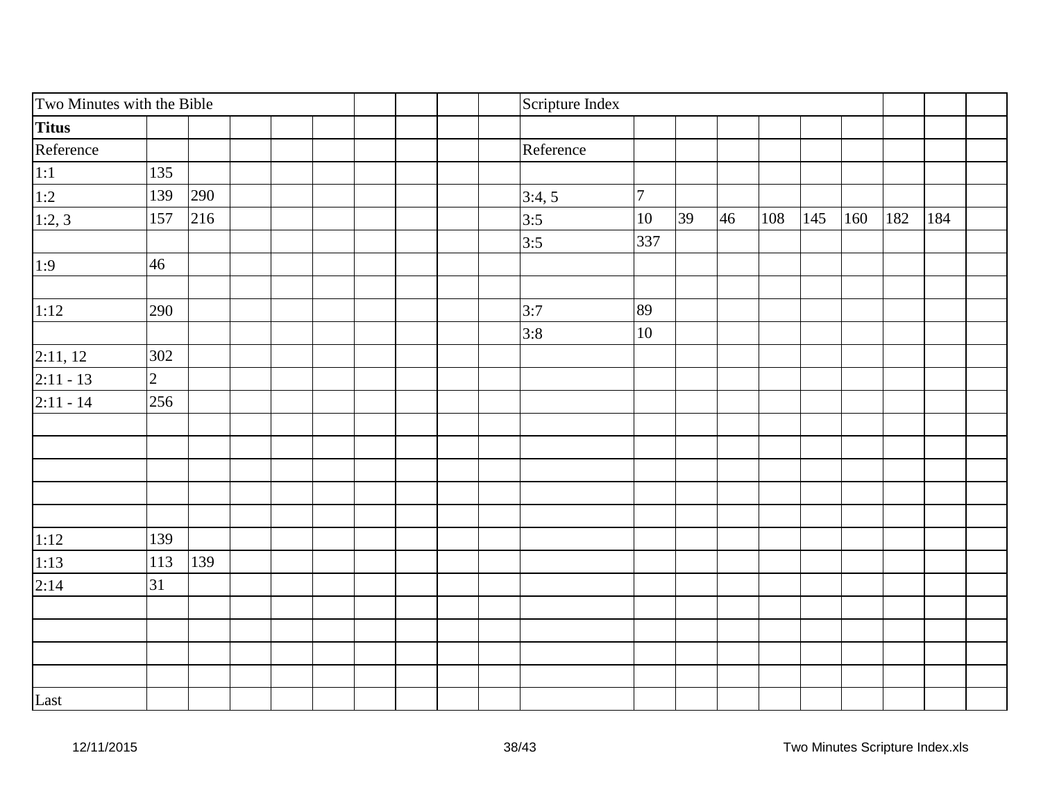| Two Minutes with the Bible | | | | | | | | | | Scripture Index | | | | | | | | | |
|---|---|---|---|---|---|---|---|---|---|---|---|---|---|---|---|---|---|---|---|
| **Titus** | | | | | | | | | | | | | | | | | | | |
| Reference | | | | | | | | | | Reference | | | | | | | | | |
| 1:1 | 135 | | | | | | | | | | | | | | | | | | |
| 1:2 | 139 | 290 | | | | | | | | 3:4, 5 | 7 | | | | | | | | |
| 1:2, 3 | 157 | 216 | | | | | | | | 3:5 | 10 | 39 | 46 | 108 | 145 | 160 | 182 | 184 | |
| | | | | | | | | | | 3:5 | 337 | | | | | | | | |
| 1:9 | 46 | | | | | | | | | | | | | | | | | | |
| | | | | | | | | | | | | | | | | | | | |
| 1:12 | 290 | | | | | | | | | 3:7 | 89 | | | | | | | | |
| | | | | | | | | | | 3:8 | 10 | | | | | | | | |
| 2:11, 12 | 302 | | | | | | | | | | | | | | | | | | |
| 2:11 - 13 | 2 | | | | | | | | | | | | | | | | | | |
| 2:11 - 14 | 256 | | | | | | | | | | | | | | | | | | |
| | | | | | | | | | | | | | | | | | | | |
| | | | | | | | | | | | | | | | | | | | |
| | | | | | | | | | | | | | | | | | | | |
| | | | | | | | | | | | | | | | | | | | |
| | | | | | | | | | | | | | | | | | | | |
| 1:12 | 139 | | | | | | | | | | | | | | | | | | |
| 1:13 | 113 | 139 | | | | | | | | | | | | | | | | | |
| 2:14 | 31 | | | | | | | | | | | | | | | | | | |
| | | | | | | | | | | | | | | | | | | | |
| | | | | | | | | | | | | | | | | | | | |
| | | | | | | | | | | | | | | | | | | | |
| | | | | | | | | | | | | | | | | | | | |
| Last | | | | | | | | | | | | | | | | | | | |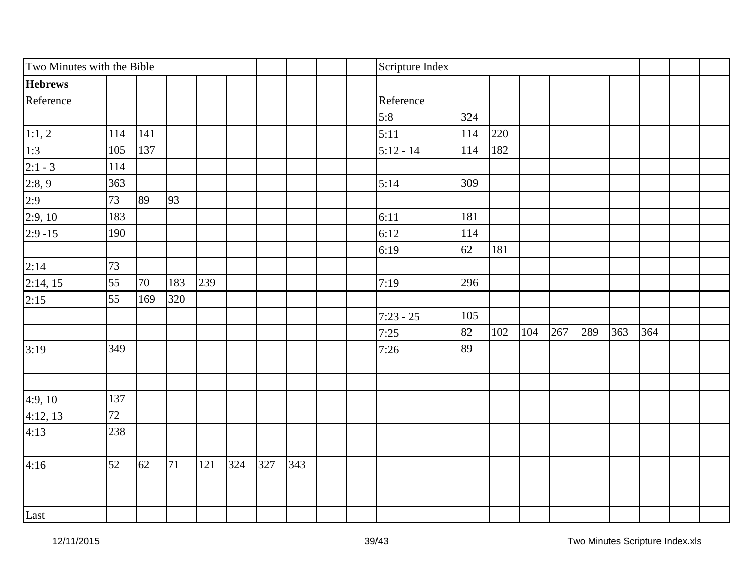| Two Minutes with the Bible | | | | | | | | | | Scripture Index | | | | | | | | | | |
|---|---|---|---|---|---|---|---|---|---|---|---|---|---|---|---|---|---|---|---|---|
| **Hebrews** | | | | | | | | | | | | | | | | | | | | |
| Reference | | | | | | | | | | Reference | | | | | | | | | | |
| | | | | | | | | | | 5:8 | 324 | | | | | | | | | |
| 1:1, 2 | 114 | 141 | | | | | | | | 5:11 | 114 | 220 | | | | | | | | |
| 1:3 | 105 | 137 | | | | | | | | 5:12 - 14 | 114 | 182 | | | | | | | | |
| 2:1 - 3 | 114 | | | | | | | | | | | | | | | | | | | |
| 2:8, 9 | 363 | | | | | | | | | 5:14 | 309 | | | | | | | | | |
| 2:9 | 73 | 89 | 93 | | | | | | | | | | | | | | | | | |
| 2:9, 10 | 183 | | | | | | | | | 6:11 | 181 | | | | | | | | | |
| 2:9 -15 | 190 | | | | | | | | | 6:12 | 114 | | | | | | | | | |
| | | | | | | | | | | 6:19 | 62 | 181 | | | | | | | | |
| 2:14 | 73 | | | | | | | | | | | | | | | | | | | |
| 2:14, 15 | 55 | 70 | 183 | 239 | | | | | | 7:19 | 296 | | | | | | | | | |
| 2:15 | 55 | 169 | 320 | | | | | | | | | | | | | | | | | |
| | | | | | | | | | | 7:23 - 25 | 105 | | | | | | | | | |
| | | | | | | | | | | 7:25 | 82 | 102 | 104 | 267 | 289 | 363 | 364 | | | |
| 3:19 | 349 | | | | | | | | | 7:26 | 89 | | | | | | | | | |
| | | | | | | | | | | | | | | | | | | | | |
| | | | | | | | | | | | | | | | | | | | | |
| 4:9, 10 | 137 | | | | | | | | | | | | | | | | | | | |
| 4:12, 13 | 72 | | | | | | | | | | | | | | | | | | | |
| 4:13 | 238 | | | | | | | | | | | | | | | | | | | |
| | | | | | | | | | | | | | | | | | | | | |
| 4:16 | 52 | 62 | 71 | 121 | 324 | 327 | 343 | | | | | | | | | | | | | |
| | | | | | | | | | | | | | | | | | | | | |
| | | | | | | | | | | | | | | | | | | | | |
| Last | | | | | | | | | | | | | | | | | | | | |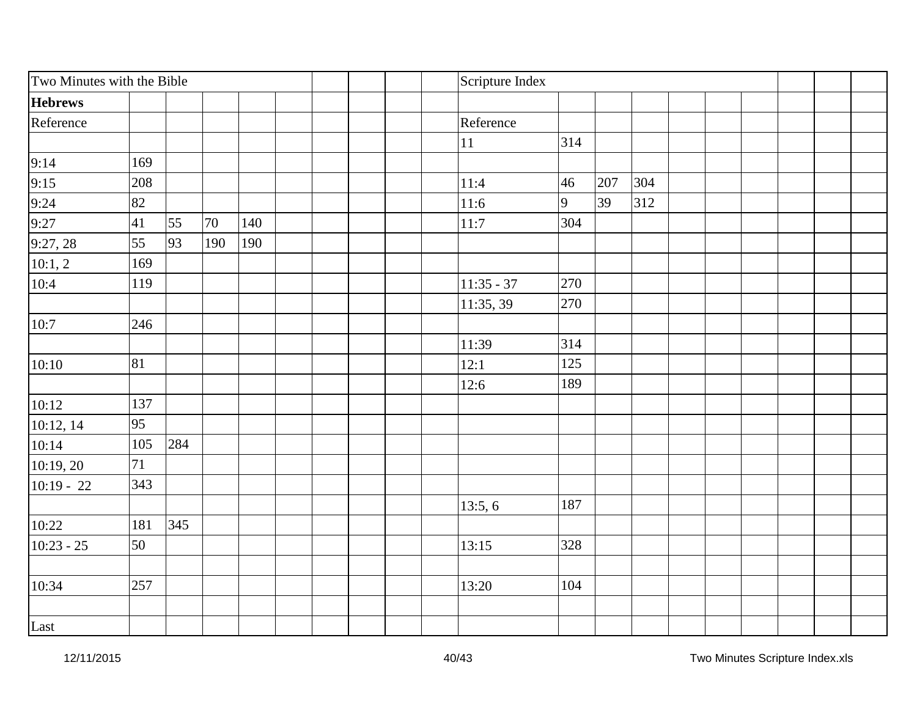| Two Minutes with the Bible | | | | | | | | | | Scripture Index | | | | | | | | | | |
|---|---|---|---|---|---|---|---|---|---|---|---|---|---|---|---|---|---|---|---|---|
| **Hebrews** | | | | | | | | | | | | | | | | | | | | |
| Reference | | | | | | | | | | Reference | | | | | | | | | | |
| | | | | | | | | | | 11 | 314 | | | | | | | | | |
| 9:14 | 169 | | | | | | | | | | | | | | | | | | | |
| 9:15 | 208 | | | | | | | | | 11:4 | 46 | 207 | 304 | | | | | | | |
| 9:24 | 82 | | | | | | | | | 11:6 | 9 | 39 | 312 | | | | | | | |
| 9:27 | 41 | 55 | 70 | 140 | | | | | | 11:7 | 304 | | | | | | | | | |
| 9:27, 28 | 55 | 93 | 190 | 190 | | | | | | | | | | | | | | | | |
| 10:1, 2 | 169 | | | | | | | | | | | | | | | | | | | |
| 10:4 | 119 | | | | | | | | | 11:35 - 37 | 270 | | | | | | | | | |
| | | | | | | | | | | 11:35, 39 | 270 | | | | | | | | | |
| 10:7 | 246 | | | | | | | | | | | | | | | | | | | |
| | | | | | | | | | | 11:39 | 314 | | | | | | | | | |
| 10:10 | 81 | | | | | | | | | 12:1 | 125 | | | | | | | | | |
| | | | | | | | | | | 12:6 | 189 | | | | | | | | | |
| 10:12 | 137 | | | | | | | | | | | | | | | | | | | |
| 10:12, 14 | 95 | | | | | | | | | | | | | | | | | | | |
| 10:14 | 105 | 284 | | | | | | | | | | | | | | | | | | |
| 10:19, 20 | 71 | | | | | | | | | | | | | | | | | | | |
| 10:19 - 22 | 343 | | | | | | | | | | | | | | | | | | | |
| | | | | | | | | | | 13:5, 6 | 187 | | | | | | | | | |
| 10:22 | 181 | 345 | | | | | | | | | | | | | | | | | | |
| 10:23 - 25 | 50 | | | | | | | | | 13:15 | 328 | | | | | | | | | |
| | | | | | | | | | | | | | | | | | | | | |
| 10:34 | 257 | | | | | | | | | 13:20 | 104 | | | | | | | | | |
| | | | | | | | | | | | | | | | | | | | | |
| Last | | | | | | | | | | | | | | | | | | | | |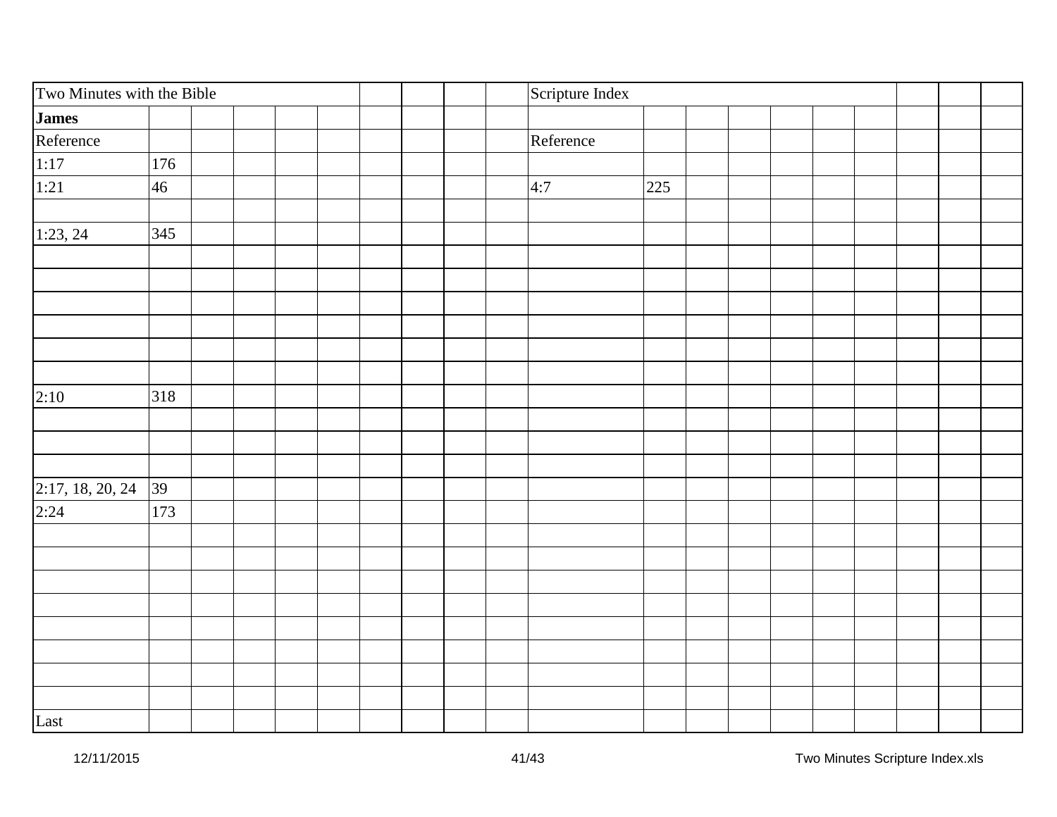| Two Minutes with the Bible | | Scripture Index | |
|---|---|---|---|
| **James** | | | |
| Reference | | Reference | |
| 1:17 | 176 | | |
| 1:21 | 46 | 4:7 | 225 |
| | | | |
| 1:23, 24 | 345 | | |
| | | | |
| | | | |
| | | | |
| | | | |
| | | | |
| | | | |
| 2:10 | 318 | | |
| | | | |
| | | | |
| | | | |
| 2:17, 18, 20, 24 | 39 | | |
| 2:24 | 173 | | |
| | | | |
| | | | |
| | | | |
| | | | |
| | | | |
| | | | |
| | | | |
| | | | |
| Last | | | |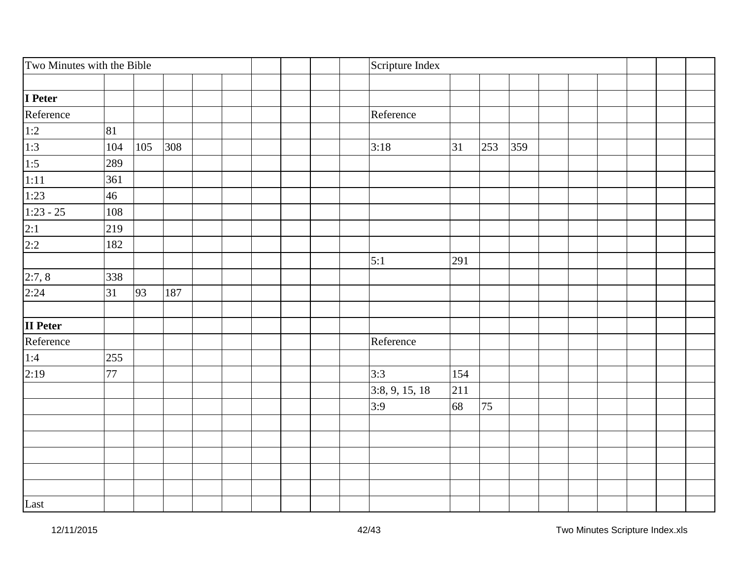| Two Minutes with the Bible | | | | | | | | | | Scripture Index | | | | | | | | | |
|---|---|---|---|---|---|---|---|---|---|---|---|---|---|---|---|---|---|---|---|
| | | | | | | | | | | | | | | | | | | | |
| **I Peter** | | | | | | | | | | | | | | | | | | | |
| Reference | | | | | | | | | | Reference | | | | | | | | | |
| 1:2 | 81 | | | | | | | | | | | | | | | | | | |
| 1:3 | 104 | 105 | 308 | | | | | | | 3:18 | 31 | 253 | 359 | | | | | | |
| 1:5 | 289 | | | | | | | | | | | | | | | | | | |
| 1:11 | 361 | | | | | | | | | | | | | | | | | | |
| 1:23 | 46 | | | | | | | | | | | | | | | | | | |
| 1:23 - 25 | 108 | | | | | | | | | | | | | | | | | | |
| 2:1 | 219 | | | | | | | | | | | | | | | | | | |
| 2:2 | 182 | | | | | | | | | | | | | | | | | | |
| | | | | | | | | | | 5:1 | 291 | | | | | | | | |
| 2:7, 8 | 338 | | | | | | | | | | | | | | | | | | |
| 2:24 | 31 | 93 | 187 | | | | | | | | | | | | | | | | |
| | | | | | | | | | | | | | | | | | | | |
| **II Peter** | | | | | | | | | | | | | | | | | | | |
| Reference | | | | | | | | | | Reference | | | | | | | | | |
| 1:4 | 255 | | | | | | | | | | | | | | | | | | |
| 2:19 | 77 | | | | | | | | | 3:3 | 154 | | | | | | | | |
| | | | | | | | | | | 3:8, 9, 15, 18 | 211 | | | | | | | | |
| | | | | | | | | | | 3:9 | 68 | 75 | | | | | | | |
| | | | | | | | | | | | | | | | | | | | |
| | | | | | | | | | | | | | | | | | | | |
| | | | | | | | | | | | | | | | | | | | |
| | | | | | | | | | | | | | | | | | | | |
| | | | | | | | | | | | | | | | | | | | |
| Last | | | | | | | | | | | | | | | | | | | |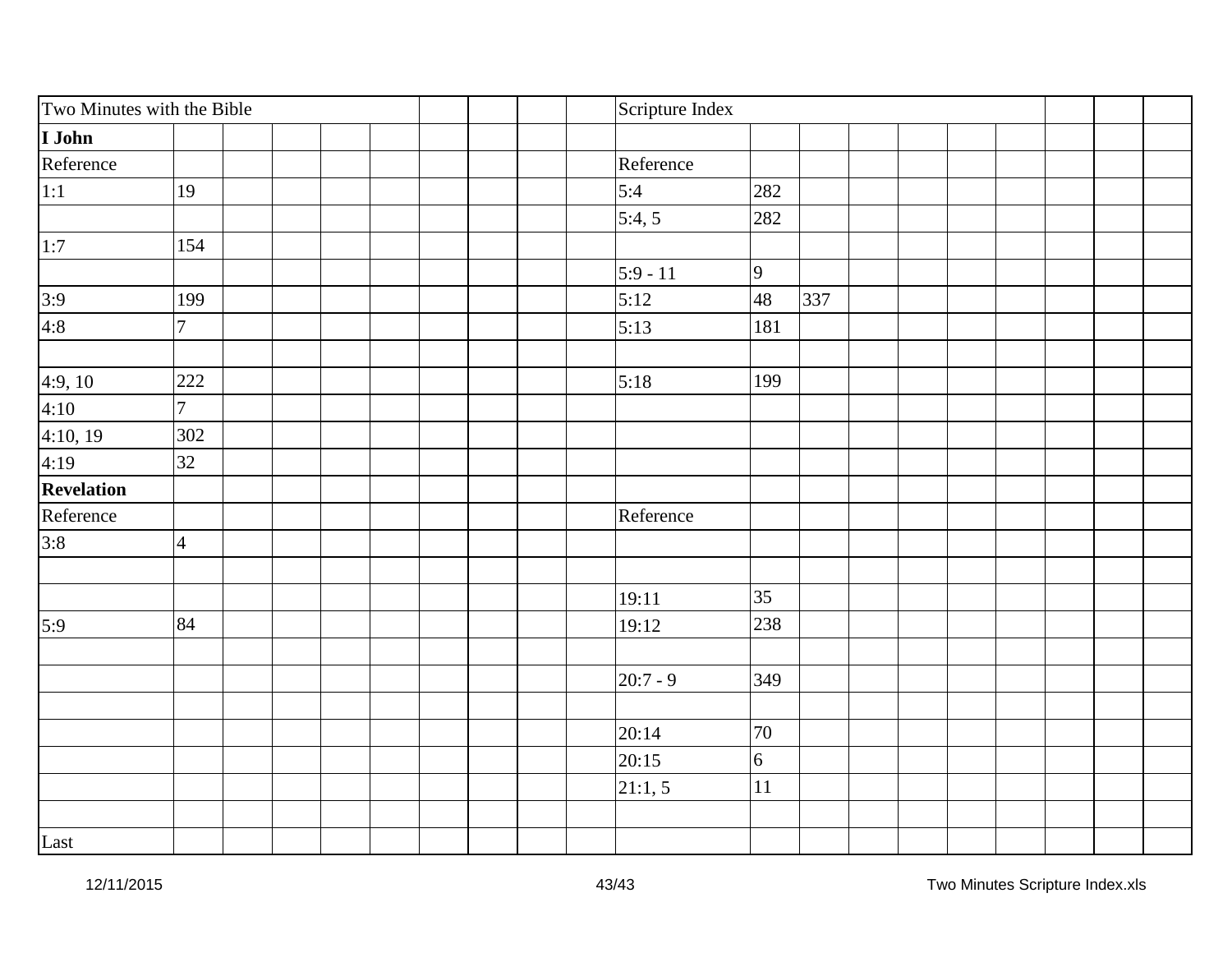| Two Minutes with the Bible | | | | | | | | | | Scripture Index | | | | | | | | | |
|---|---|---|---|---|---|---|---|---|---|---|---|---|---|---|---|---|---|---|---|
| **I John** | | | | | | | | | | | | | | | | | | | |
| Reference | | | | | | | | | | Reference | | | | | | | | | |
| 1:1 | 19 | | | | | | | | | 5:4 | 282 | | | | | | | | |
| | | | | | | | | | | 5:4, 5 | 282 | | | | | | | | |
| 1:7 | 154 | | | | | | | | | | | | | | | | | | |
| | | | | | | | | | | 5:9 - 11 | 9 | | | | | | | | |
| 3:9 | 199 | | | | | | | | | 5:12 | 48 | 337 | | | | | | | |
| 4:8 | 7 | | | | | | | | | 5:13 | 181 | | | | | | | | |
| | | | | | | | | | | | | | | | | | | | |
| 4:9, 10 | 222 | | | | | | | | | 5:18 | 199 | | | | | | | | |
| 4:10 | 7 | | | | | | | | | | | | | | | | | | |
| 4:10, 19 | 302 | | | | | | | | | | | | | | | | | | |
| 4:19 | 32 | | | | | | | | | | | | | | | | | | |
| **Revelation** | | | | | | | | | | | | | | | | | | | |
| Reference | | | | | | | | | | Reference | | | | | | | | | |
| 3:8 | 4 | | | | | | | | | | | | | | | | | | |
| | | | | | | | | | | | | | | | | | | | |
| | | | | | | | | | | 19:11 | 35 | | | | | | | | |
| 5:9 | 84 | | | | | | | | | 19:12 | 238 | | | | | | | | |
| | | | | | | | | | | | | | | | | | | | |
| | | | | | | | | | | 20:7 - 9 | 349 | | | | | | | | |
| | | | | | | | | | | | | | | | | | | | |
| | | | | | | | | | | 20:14 | 70 | | | | | | | | |
| | | | | | | | | | | 20:15 | 6 | | | | | | | | |
| | | | | | | | | | | 21:1, 5 | 11 | | | | | | | | |
| | | | | | | | | | | | | | | | | | | | |
| Last | | | | | | | | | | | | | | | | | | | |